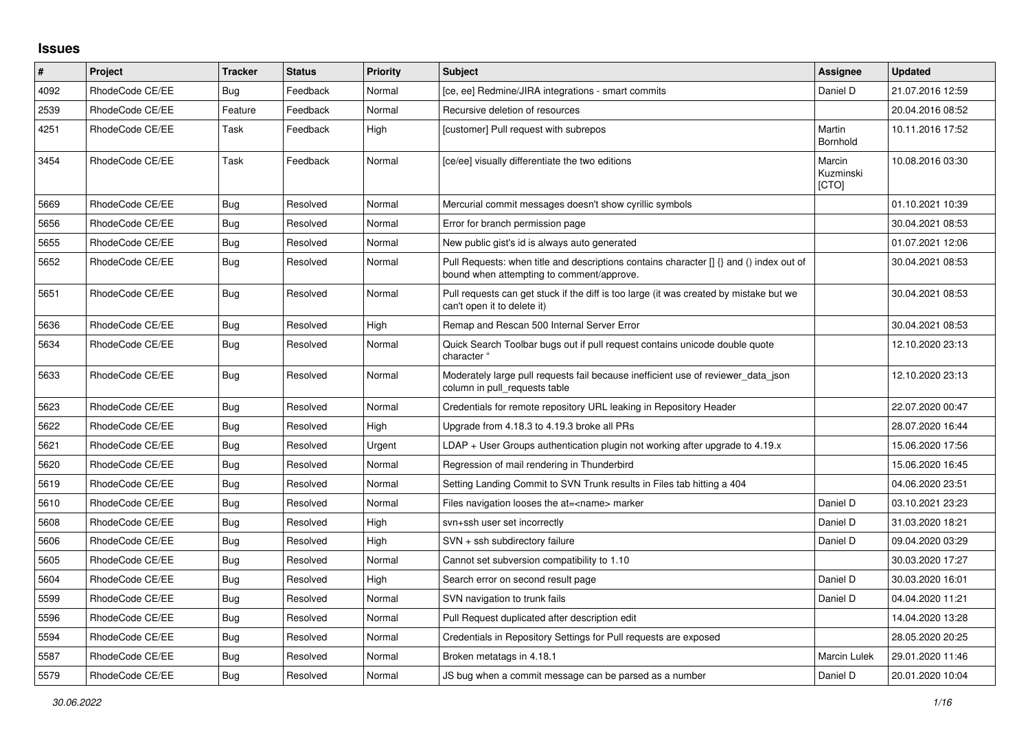## Issues

| # | Project | Tracker | Status | Priority | Subject | Assignee | Updated |
|---|---|---|---|---|---|---|---|
| 4092 | RhodeCode CE/EE | Bug | Feedback | Normal | [ce, ee] Redmine/JIRA integrations - smart commits | Daniel D | 21.07.2016 12:59 |
| 2539 | RhodeCode CE/EE | Feature | Feedback | Normal | Recursive deletion of resources | | 20.04.2016 08:52 |
| 4251 | RhodeCode CE/EE | Task | Feedback | High | [customer] Pull request with subrepos | Martin Bornhold | 10.11.2016 17:52 |
| 3454 | RhodeCode CE/EE | Task | Feedback | Normal | [ce/ee] visually differentiate the two editions | Marcin Kuzminski [CTO] | 10.08.2016 03:30 |
| 5669 | RhodeCode CE/EE | Bug | Resolved | Normal | Mercurial commit messages doesn't show cyrillic symbols | | 01.10.2021 10:39 |
| 5656 | RhodeCode CE/EE | Bug | Resolved | Normal | Error for branch permission page | | 30.04.2021 08:53 |
| 5655 | RhodeCode CE/EE | Bug | Resolved | Normal | New public gist's id is always auto generated | | 01.07.2021 12:06 |
| 5652 | RhodeCode CE/EE | Bug | Resolved | Normal | Pull Requests: when title and descriptions contains character [] {} and () index out of bound when attempting to comment/approve. | | 30.04.2021 08:53 |
| 5651 | RhodeCode CE/EE | Bug | Resolved | Normal | Pull requests can get stuck if the diff is too large (it was created by mistake but we can't open it to delete it) | | 30.04.2021 08:53 |
| 5636 | RhodeCode CE/EE | Bug | Resolved | High | Remap and Rescan 500 Internal Server Error | | 30.04.2021 08:53 |
| 5634 | RhodeCode CE/EE | Bug | Resolved | Normal | Quick Search Toolbar bugs out if pull request contains unicode double quote character " | | 12.10.2020 23:13 |
| 5633 | RhodeCode CE/EE | Bug | Resolved | Normal | Moderately large pull requests fail because inefficient use of reviewer_data_json column in pull_requests table | | 12.10.2020 23:13 |
| 5623 | RhodeCode CE/EE | Bug | Resolved | Normal | Credentials for remote repository URL leaking in Repository Header | | 22.07.2020 00:47 |
| 5622 | RhodeCode CE/EE | Bug | Resolved | High | Upgrade from 4.18.3 to 4.19.3 broke all PRs | | 28.07.2020 16:44 |
| 5621 | RhodeCode CE/EE | Bug | Resolved | Urgent | LDAP + User Groups authentication plugin not working after upgrade to 4.19.x | | 15.06.2020 17:56 |
| 5620 | RhodeCode CE/EE | Bug | Resolved | Normal | Regression of mail rendering in Thunderbird | | 15.06.2020 16:45 |
| 5619 | RhodeCode CE/EE | Bug | Resolved | Normal | Setting Landing Commit to SVN Trunk results in Files tab hitting a 404 | | 04.06.2020 23:51 |
| 5610 | RhodeCode CE/EE | Bug | Resolved | Normal | Files navigation looses the at=<name> marker | Daniel D | 03.10.2021 23:23 |
| 5608 | RhodeCode CE/EE | Bug | Resolved | High | svn+ssh user set incorrectly | Daniel D | 31.03.2020 18:21 |
| 5606 | RhodeCode CE/EE | Bug | Resolved | High | SVN + ssh subdirectory failure | Daniel D | 09.04.2020 03:29 |
| 5605 | RhodeCode CE/EE | Bug | Resolved | Normal | Cannot set subversion compatibility to 1.10 | | 30.03.2020 17:27 |
| 5604 | RhodeCode CE/EE | Bug | Resolved | High | Search error on second result page | Daniel D | 30.03.2020 16:01 |
| 5599 | RhodeCode CE/EE | Bug | Resolved | Normal | SVN navigation to trunk fails | Daniel D | 04.04.2020 11:21 |
| 5596 | RhodeCode CE/EE | Bug | Resolved | Normal | Pull Request duplicated after description edit | | 14.04.2020 13:28 |
| 5594 | RhodeCode CE/EE | Bug | Resolved | Normal | Credentials in Repository Settings for Pull requests are exposed | | 28.05.2020 20:25 |
| 5587 | RhodeCode CE/EE | Bug | Resolved | Normal | Broken metatags in 4.18.1 | Marcin Lulek | 29.01.2020 11:46 |
| 5579 | RhodeCode CE/EE | Bug | Resolved | Normal | JS bug when a commit message can be parsed as a number | Daniel D | 20.01.2020 10:04 |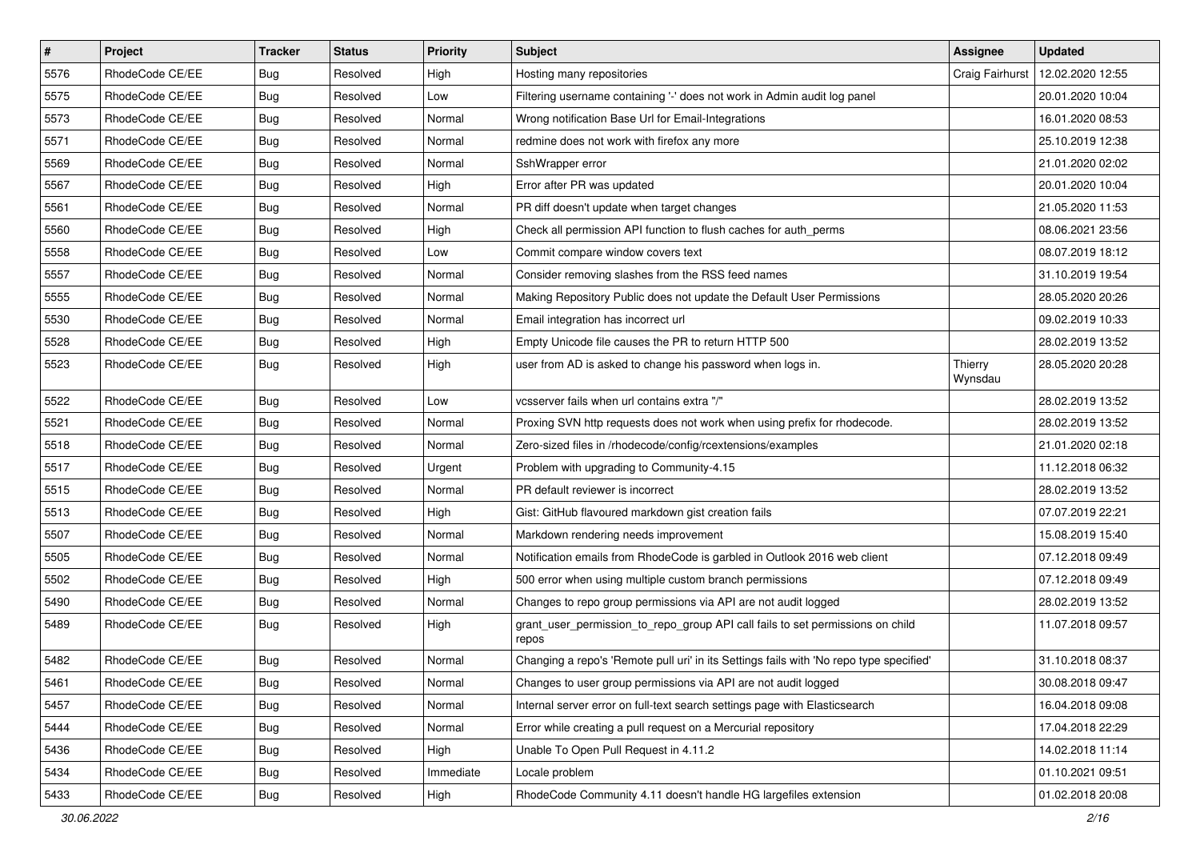| # | Project | Tracker | Status | Priority | Subject | Assignee | Updated |
|---|---|---|---|---|---|---|---|
| 5576 | RhodeCode CE/EE | Bug | Resolved | High | Hosting many repositories | Craig Fairhurst | 12.02.2020 12:55 |
| 5575 | RhodeCode CE/EE | Bug | Resolved | Low | Filtering username containing '-' does not work in Admin audit log panel | | 20.01.2020 10:04 |
| 5573 | RhodeCode CE/EE | Bug | Resolved | Normal | Wrong notification Base Url for Email-Integrations | | 16.01.2020 08:53 |
| 5571 | RhodeCode CE/EE | Bug | Resolved | Normal | redmine does not work with firefox any more | | 25.10.2019 12:38 |
| 5569 | RhodeCode CE/EE | Bug | Resolved | Normal | SshWrapper error | | 21.01.2020 02:02 |
| 5567 | RhodeCode CE/EE | Bug | Resolved | High | Error after PR was updated | | 20.01.2020 10:04 |
| 5561 | RhodeCode CE/EE | Bug | Resolved | Normal | PR diff doesn't update when target changes | | 21.05.2020 11:53 |
| 5560 | RhodeCode CE/EE | Bug | Resolved | High | Check all permission API function to flush caches for auth_perms | | 08.06.2021 23:56 |
| 5558 | RhodeCode CE/EE | Bug | Resolved | Low | Commit compare window covers text | | 08.07.2019 18:12 |
| 5557 | RhodeCode CE/EE | Bug | Resolved | Normal | Consider removing slashes from the RSS feed names | | 31.10.2019 19:54 |
| 5555 | RhodeCode CE/EE | Bug | Resolved | Normal | Making Repository Public does not update the Default User Permissions | | 28.05.2020 20:26 |
| 5530 | RhodeCode CE/EE | Bug | Resolved | Normal | Email integration has incorrect url | | 09.02.2019 10:33 |
| 5528 | RhodeCode CE/EE | Bug | Resolved | High | Empty Unicode file causes the PR to return HTTP 500 | | 28.02.2019 13:52 |
| 5523 | RhodeCode CE/EE | Bug | Resolved | High | user from AD is asked to change his password when logs in. | Thierry Wynsdau | 28.05.2020 20:28 |
| 5522 | RhodeCode CE/EE | Bug | Resolved | Low | vcsserver fails when url contains extra "/" | | 28.02.2019 13:52 |
| 5521 | RhodeCode CE/EE | Bug | Resolved | Normal | Proxing SVN http requests does not work when using prefix for rhodecode. | | 28.02.2019 13:52 |
| 5518 | RhodeCode CE/EE | Bug | Resolved | Normal | Zero-sized files in /rhodecode/config/rcextensions/examples | | 21.01.2020 02:18 |
| 5517 | RhodeCode CE/EE | Bug | Resolved | Urgent | Problem with upgrading to Community-4.15 | | 11.12.2018 06:32 |
| 5515 | RhodeCode CE/EE | Bug | Resolved | Normal | PR default reviewer is incorrect | | 28.02.2019 13:52 |
| 5513 | RhodeCode CE/EE | Bug | Resolved | High | Gist: GitHub flavoured markdown gist creation fails | | 07.07.2019 22:21 |
| 5507 | RhodeCode CE/EE | Bug | Resolved | Normal | Markdown rendering needs improvement | | 15.08.2019 15:40 |
| 5505 | RhodeCode CE/EE | Bug | Resolved | Normal | Notification emails from RhodeCode is garbled in Outlook 2016 web client | | 07.12.2018 09:49 |
| 5502 | RhodeCode CE/EE | Bug | Resolved | High | 500 error when using multiple custom branch permissions | | 07.12.2018 09:49 |
| 5490 | RhodeCode CE/EE | Bug | Resolved | Normal | Changes to repo group permissions via API are not audit logged | | 28.02.2019 13:52 |
| 5489 | RhodeCode CE/EE | Bug | Resolved | High | grant_user_permission_to_repo_group API call fails to set permissions on child repos | | 11.07.2018 09:57 |
| 5482 | RhodeCode CE/EE | Bug | Resolved | Normal | Changing a repo's 'Remote pull uri' in its Settings fails with 'No repo type specified' | | 31.10.2018 08:37 |
| 5461 | RhodeCode CE/EE | Bug | Resolved | Normal | Changes to user group permissions via API are not audit logged | | 30.08.2018 09:47 |
| 5457 | RhodeCode CE/EE | Bug | Resolved | Normal | Internal server error on full-text search settings page with Elasticsearch | | 16.04.2018 09:08 |
| 5444 | RhodeCode CE/EE | Bug | Resolved | Normal | Error while creating a pull request on a Mercurial repository | | 17.04.2018 22:29 |
| 5436 | RhodeCode CE/EE | Bug | Resolved | High | Unable To Open Pull Request in 4.11.2 | | 14.02.2018 11:14 |
| 5434 | RhodeCode CE/EE | Bug | Resolved | Immediate | Locale problem | | 01.10.2021 09:51 |
| 5433 | RhodeCode CE/EE | Bug | Resolved | High | RhodeCode Community 4.11 doesn't handle HG largefiles extension | | 01.02.2018 20:08 |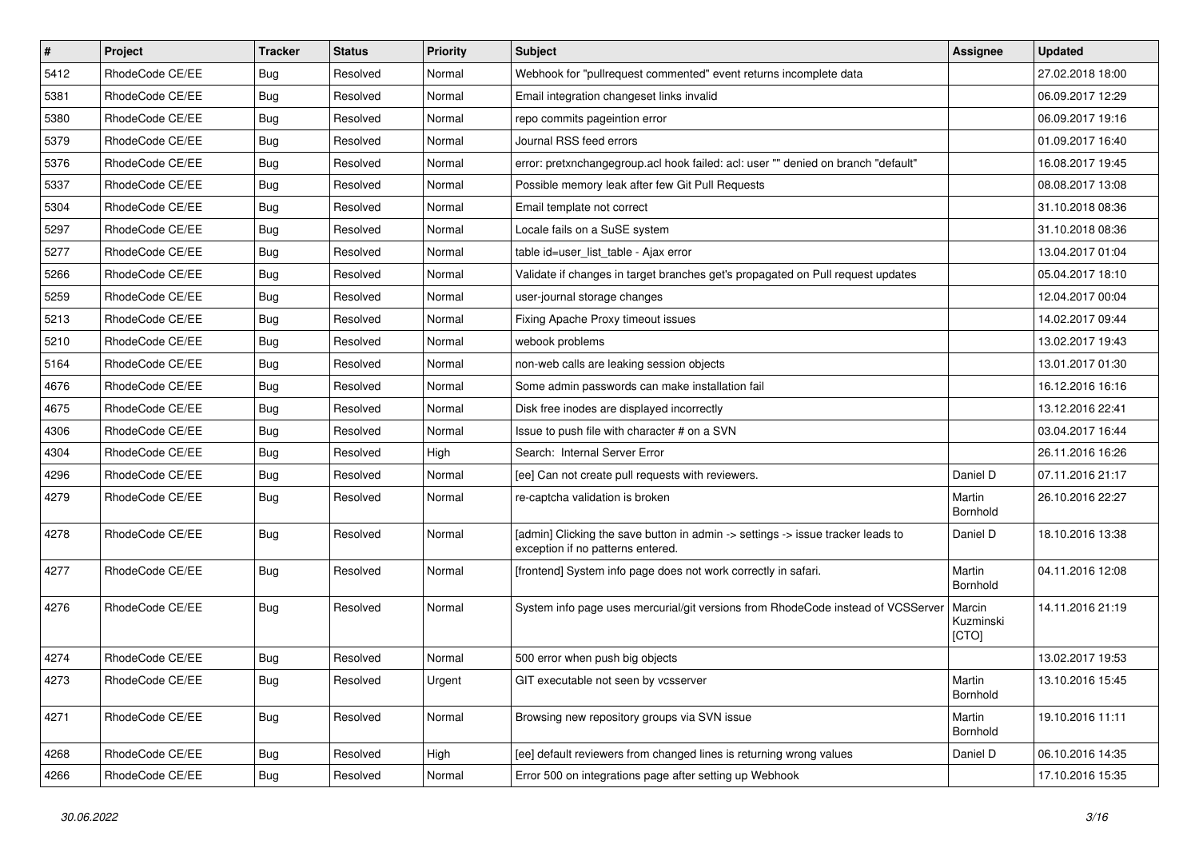| # | Project | Tracker | Status | Priority | Subject | Assignee | Updated |
|---|---|---|---|---|---|---|---|
| 5412 | RhodeCode CE/EE | Bug | Resolved | Normal | Webhook for "pullrequest commented" event returns incomplete data | | 27.02.2018 18:00 |
| 5381 | RhodeCode CE/EE | Bug | Resolved | Normal | Email integration changeset links invalid | | 06.09.2017 12:29 |
| 5380 | RhodeCode CE/EE | Bug | Resolved | Normal | repo commits pageintion error | | 06.09.2017 19:16 |
| 5379 | RhodeCode CE/EE | Bug | Resolved | Normal | Journal RSS feed errors | | 01.09.2017 16:40 |
| 5376 | RhodeCode CE/EE | Bug | Resolved | Normal | error: pretxnchangegroup.acl hook failed: acl: user "" denied on branch "default" | | 16.08.2017 19:45 |
| 5337 | RhodeCode CE/EE | Bug | Resolved | Normal | Possible memory leak after few Git Pull Requests | | 08.08.2017 13:08 |
| 5304 | RhodeCode CE/EE | Bug | Resolved | Normal | Email template not correct | | 31.10.2018 08:36 |
| 5297 | RhodeCode CE/EE | Bug | Resolved | Normal | Locale fails on a SuSE system | | 31.10.2018 08:36 |
| 5277 | RhodeCode CE/EE | Bug | Resolved | Normal | table id=user_list_table - Ajax error | | 13.04.2017 01:04 |
| 5266 | RhodeCode CE/EE | Bug | Resolved | Normal | Validate if changes in target branches get's propagated on Pull request updates | | 05.04.2017 18:10 |
| 5259 | RhodeCode CE/EE | Bug | Resolved | Normal | user-journal storage changes | | 12.04.2017 00:04 |
| 5213 | RhodeCode CE/EE | Bug | Resolved | Normal | Fixing Apache Proxy timeout issues | | 14.02.2017 09:44 |
| 5210 | RhodeCode CE/EE | Bug | Resolved | Normal | webook problems | | 13.02.2017 19:43 |
| 5164 | RhodeCode CE/EE | Bug | Resolved | Normal | non-web calls are leaking session objects | | 13.01.2017 01:30 |
| 4676 | RhodeCode CE/EE | Bug | Resolved | Normal | Some admin passwords can make installation fail | | 16.12.2016 16:16 |
| 4675 | RhodeCode CE/EE | Bug | Resolved | Normal | Disk free inodes are displayed incorrectly | | 13.12.2016 22:41 |
| 4306 | RhodeCode CE/EE | Bug | Resolved | Normal | Issue to push file with character # on a SVN | | 03.04.2017 16:44 |
| 4304 | RhodeCode CE/EE | Bug | Resolved | High | Search: Internal Server Error | | 26.11.2016 16:26 |
| 4296 | RhodeCode CE/EE | Bug | Resolved | Normal | [ee] Can not create pull requests with reviewers. | Daniel D | 07.11.2016 21:17 |
| 4279 | RhodeCode CE/EE | Bug | Resolved | Normal | re-captcha validation is broken | Martin Bornhold | 26.10.2016 22:27 |
| 4278 | RhodeCode CE/EE | Bug | Resolved | Normal | [admin] Clicking the save button in admin -> settings -> issue tracker leads to exception if no patterns entered. | Daniel D | 18.10.2016 13:38 |
| 4277 | RhodeCode CE/EE | Bug | Resolved | Normal | [frontend] System info page does not work correctly in safari. | Martin Bornhold | 04.11.2016 12:08 |
| 4276 | RhodeCode CE/EE | Bug | Resolved | Normal | System info page uses mercurial/git versions from RhodeCode instead of VCSServer | Marcin Kuzminski [CTO] | 14.11.2016 21:19 |
| 4274 | RhodeCode CE/EE | Bug | Resolved | Normal | 500 error when push big objects | | 13.02.2017 19:53 |
| 4273 | RhodeCode CE/EE | Bug | Resolved | Urgent | GIT executable not seen by vcsserver | Martin Bornhold | 13.10.2016 15:45 |
| 4271 | RhodeCode CE/EE | Bug | Resolved | Normal | Browsing new repository groups via SVN issue | Martin Bornhold | 19.10.2016 11:11 |
| 4268 | RhodeCode CE/EE | Bug | Resolved | High | [ee] default reviewers from changed lines is returning wrong values | Daniel D | 06.10.2016 14:35 |
| 4266 | RhodeCode CE/EE | Bug | Resolved | Normal | Error 500 on integrations page after setting up Webhook | | 17.10.2016 15:35 |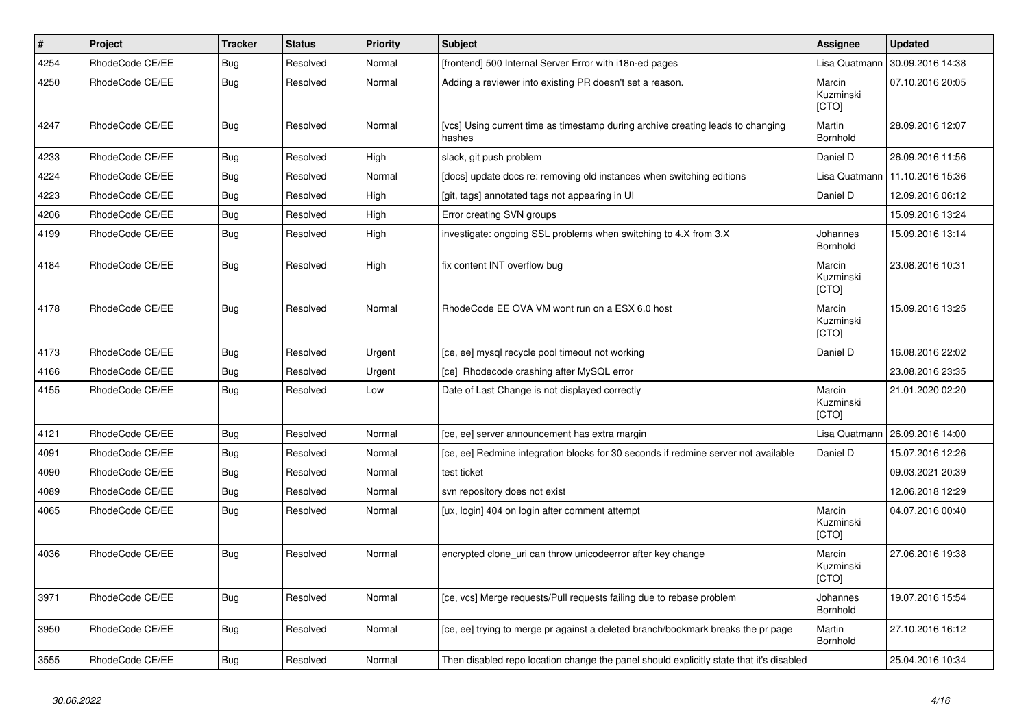| # | Project | Tracker | Status | Priority | Subject | Assignee | Updated |
|---|---|---|---|---|---|---|---|
| 4254 | RhodeCode CE/EE | Bug | Resolved | Normal | [frontend] 500 Internal Server Error with i18n-ed pages | Lisa Quatmann | 30.09.2016 14:38 |
| 4250 | RhodeCode CE/EE | Bug | Resolved | Normal | Adding a reviewer into existing PR doesn't set a reason. | Marcin Kuzminski [CTO] | 07.10.2016 20:05 |
| 4247 | RhodeCode CE/EE | Bug | Resolved | Normal | [vcs] Using current time as timestamp during archive creating leads to changing hashes | Martin Bornhold | 28.09.2016 12:07 |
| 4233 | RhodeCode CE/EE | Bug | Resolved | High | slack, git push problem | Daniel D | 26.09.2016 11:56 |
| 4224 | RhodeCode CE/EE | Bug | Resolved | Normal | [docs] update docs re: removing old instances when switching editions | Lisa Quatmann | 11.10.2016 15:36 |
| 4223 | RhodeCode CE/EE | Bug | Resolved | High | [git, tags] annotated tags not appearing in UI | Daniel D | 12.09.2016 06:12 |
| 4206 | RhodeCode CE/EE | Bug | Resolved | High | Error creating SVN groups | | 15.09.2016 13:24 |
| 4199 | RhodeCode CE/EE | Bug | Resolved | High | investigate: ongoing SSL problems when switching to 4.X from 3.X | Johannes Bornhold | 15.09.2016 13:14 |
| 4184 | RhodeCode CE/EE | Bug | Resolved | High | fix content INT overflow bug | Marcin Kuzminski [CTO] | 23.08.2016 10:31 |
| 4178 | RhodeCode CE/EE | Bug | Resolved | Normal | RhodeCode EE OVA VM wont run on a ESX 6.0 host | Marcin Kuzminski [CTO] | 15.09.2016 13:25 |
| 4173 | RhodeCode CE/EE | Bug | Resolved | Urgent | [ce, ee] mysql recycle pool timeout not working | Daniel D | 16.08.2016 22:02 |
| 4166 | RhodeCode CE/EE | Bug | Resolved | Urgent | [ce] Rhodecode crashing after MySQL error | | 23.08.2016 23:35 |
| 4155 | RhodeCode CE/EE | Bug | Resolved | Low | Date of Last Change is not displayed correctly | Marcin Kuzminski [CTO] | 21.01.2020 02:20 |
| 4121 | RhodeCode CE/EE | Bug | Resolved | Normal | [ce, ee] server announcement has extra margin | Lisa Quatmann | 26.09.2016 14:00 |
| 4091 | RhodeCode CE/EE | Bug | Resolved | Normal | [ce, ee] Redmine integration blocks for 30 seconds if redmine server not available | Daniel D | 15.07.2016 12:26 |
| 4090 | RhodeCode CE/EE | Bug | Resolved | Normal | test ticket | | 09.03.2021 20:39 |
| 4089 | RhodeCode CE/EE | Bug | Resolved | Normal | svn repository does not exist | | 12.06.2018 12:29 |
| 4065 | RhodeCode CE/EE | Bug | Resolved | Normal | [ux, login] 404 on login after comment attempt | Marcin Kuzminski [CTO] | 04.07.2016 00:40 |
| 4036 | RhodeCode CE/EE | Bug | Resolved | Normal | encrypted clone_uri can throw unicodeerror after key change | Marcin Kuzminski [CTO] | 27.06.2016 19:38 |
| 3971 | RhodeCode CE/EE | Bug | Resolved | Normal | [ce, vcs] Merge requests/Pull requests failing due to rebase problem | Johannes Bornhold | 19.07.2016 15:54 |
| 3950 | RhodeCode CE/EE | Bug | Resolved | Normal | [ce, ee] trying to merge pr against a deleted branch/bookmark breaks the pr page | Martin Bornhold | 27.10.2016 16:12 |
| 3555 | RhodeCode CE/EE | Bug | Resolved | Normal | Then disabled repo location change the panel should explicitly state that it's disabled | | 25.04.2016 10:34 |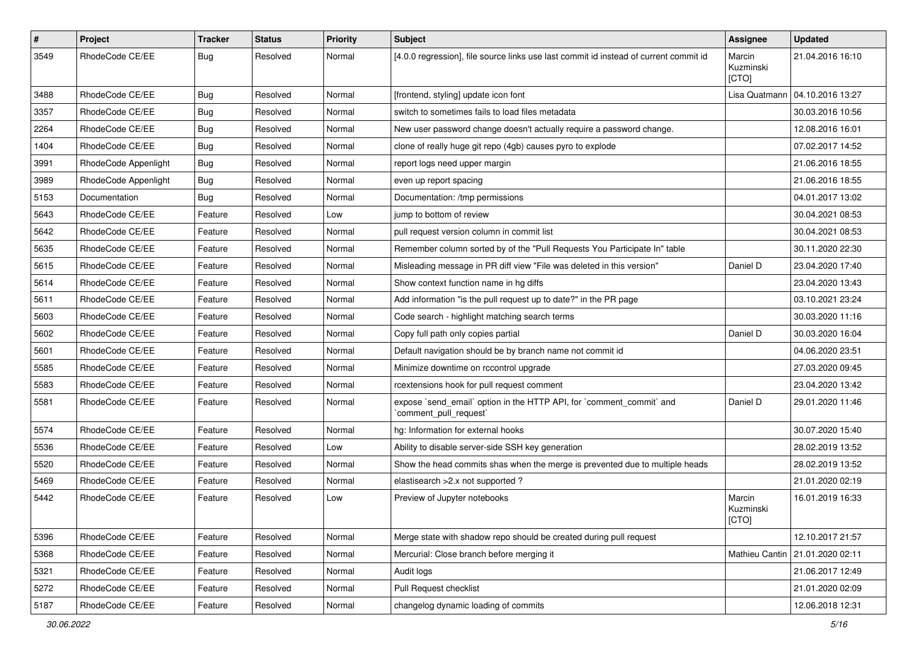| # | Project | Tracker | Status | Priority | Subject | Assignee | Updated |
|---|---|---|---|---|---|---|---|
| 3549 | RhodeCode CE/EE | Bug | Resolved | Normal | [4.0.0 regression], file source links use last commit id instead of current commit id | Marcin Kuzminski [CTO] | 21.04.2016 16:10 |
| 3488 | RhodeCode CE/EE | Bug | Resolved | Normal | [frontend, styling] update icon font | Lisa Quatmann | 04.10.2016 13:27 |
| 3357 | RhodeCode CE/EE | Bug | Resolved | Normal | switch to sometimes fails to load files metadata | | 30.03.2016 10:56 |
| 2264 | RhodeCode CE/EE | Bug | Resolved | Normal | New user password change doesn't actually require a password change. | | 12.08.2016 16:01 |
| 1404 | RhodeCode CE/EE | Bug | Resolved | Normal | clone of really huge git repo (4gb) causes pyro to explode | | 07.02.2017 14:52 |
| 3991 | RhodeCode Appenlight | Bug | Resolved | Normal | report logs need upper margin | | 21.06.2016 18:55 |
| 3989 | RhodeCode Appenlight | Bug | Resolved | Normal | even up report spacing | | 21.06.2016 18:55 |
| 5153 | Documentation | Bug | Resolved | Normal | Documentation: /tmp permissions | | 04.01.2017 13:02 |
| 5643 | RhodeCode CE/EE | Feature | Resolved | Low | jump to bottom of review | | 30.04.2021 08:53 |
| 5642 | RhodeCode CE/EE | Feature | Resolved | Normal | pull request version column in commit list | | 30.04.2021 08:53 |
| 5635 | RhodeCode CE/EE | Feature | Resolved | Normal | Remember column sorted by of the "Pull Requests You Participate In" table | | 30.11.2020 22:30 |
| 5615 | RhodeCode CE/EE | Feature | Resolved | Normal | Misleading message in PR diff view "File was deleted in this version" | Daniel D | 23.04.2020 17:40 |
| 5614 | RhodeCode CE/EE | Feature | Resolved | Normal | Show context function name in hg diffs | | 23.04.2020 13:43 |
| 5611 | RhodeCode CE/EE | Feature | Resolved | Normal | Add information "is the pull request up to date?" in the PR page | | 03.10.2021 23:24 |
| 5603 | RhodeCode CE/EE | Feature | Resolved | Normal | Code search - highlight matching search terms | | 30.03.2020 11:16 |
| 5602 | RhodeCode CE/EE | Feature | Resolved | Normal | Copy full path only copies partial | Daniel D | 30.03.2020 16:04 |
| 5601 | RhodeCode CE/EE | Feature | Resolved | Normal | Default navigation should be by branch name not commit id | | 04.06.2020 23:51 |
| 5585 | RhodeCode CE/EE | Feature | Resolved | Normal | Minimize downtime on rccontrol upgrade | | 27.03.2020 09:45 |
| 5583 | RhodeCode CE/EE | Feature | Resolved | Normal | rcextensions hook for pull request comment | | 23.04.2020 13:42 |
| 5581 | RhodeCode CE/EE | Feature | Resolved | Normal | expose `send_email` option in the HTTP API, for `comment_commit` and `comment_pull_request` | Daniel D | 29.01.2020 11:46 |
| 5574 | RhodeCode CE/EE | Feature | Resolved | Normal | hg: Information for external hooks | | 30.07.2020 15:40 |
| 5536 | RhodeCode CE/EE | Feature | Resolved | Low | Ability to disable server-side SSH key generation | | 28.02.2019 13:52 |
| 5520 | RhodeCode CE/EE | Feature | Resolved | Normal | Show the head commits shas when the merge is prevented due to multiple heads | | 28.02.2019 13:52 |
| 5469 | RhodeCode CE/EE | Feature | Resolved | Normal | elastisearch >2.x not supported ? | | 21.01.2020 02:19 |
| 5442 | RhodeCode CE/EE | Feature | Resolved | Low | Preview of Jupyter notebooks | Marcin Kuzminski [CTO] | 16.01.2019 16:33 |
| 5396 | RhodeCode CE/EE | Feature | Resolved | Normal | Merge state with shadow repo should be created during pull request | | 12.10.2017 21:57 |
| 5368 | RhodeCode CE/EE | Feature | Resolved | Normal | Mercurial: Close branch before merging it | Mathieu Cantin | 21.01.2020 02:11 |
| 5321 | RhodeCode CE/EE | Feature | Resolved | Normal | Audit logs | | 21.06.2017 12:49 |
| 5272 | RhodeCode CE/EE | Feature | Resolved | Normal | Pull Request checklist | | 21.01.2020 02:09 |
| 5187 | RhodeCode CE/EE | Feature | Resolved | Normal | changelog dynamic loading of commits | | 12.06.2018 12:31 |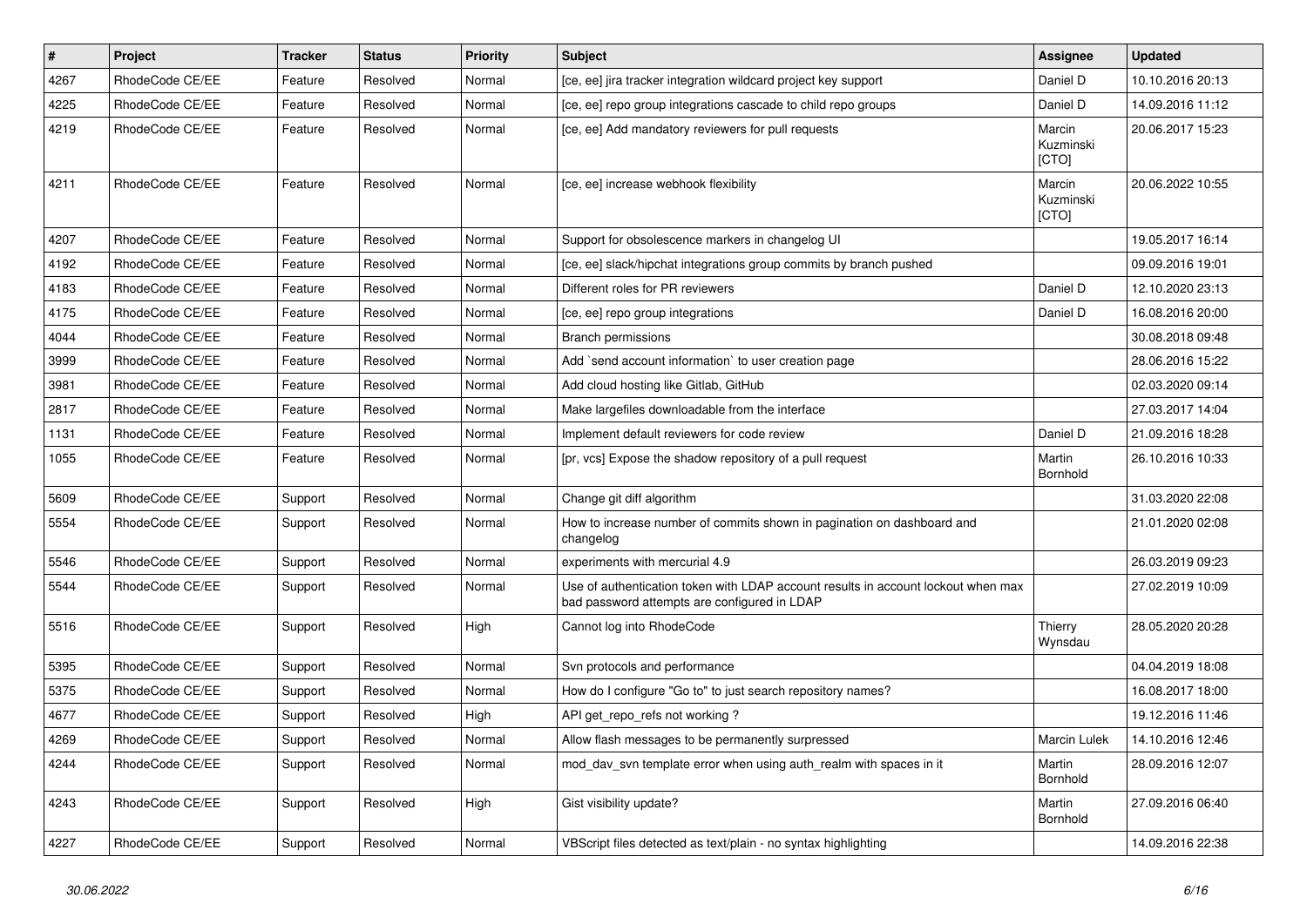| # | Project | Tracker | Status | Priority | Subject | Assignee | Updated |
|---|---|---|---|---|---|---|---|
| 4267 | RhodeCode CE/EE | Feature | Resolved | Normal | [ce, ee] jira tracker integration wildcard project key support | Daniel D | 10.10.2016 20:13 |
| 4225 | RhodeCode CE/EE | Feature | Resolved | Normal | [ce, ee] repo group integrations cascade to child repo groups | Daniel D | 14.09.2016 11:12 |
| 4219 | RhodeCode CE/EE | Feature | Resolved | Normal | [ce, ee] Add mandatory reviewers for pull requests | Marcin Kuzminski [CTO] | 20.06.2017 15:23 |
| 4211 | RhodeCode CE/EE | Feature | Resolved | Normal | [ce, ee] increase webhook flexibility | Marcin Kuzminski [CTO] | 20.06.2022 10:55 |
| 4207 | RhodeCode CE/EE | Feature | Resolved | Normal | Support for obsolescence markers in changelog UI | | 19.05.2017 16:14 |
| 4192 | RhodeCode CE/EE | Feature | Resolved | Normal | [ce, ee] slack/hipchat integrations group commits by branch pushed | | 09.09.2016 19:01 |
| 4183 | RhodeCode CE/EE | Feature | Resolved | Normal | Different roles for PR reviewers | Daniel D | 12.10.2020 23:13 |
| 4175 | RhodeCode CE/EE | Feature | Resolved | Normal | [ce, ee] repo group integrations | Daniel D | 16.08.2016 20:00 |
| 4044 | RhodeCode CE/EE | Feature | Resolved | Normal | Branch permissions | | 30.08.2018 09:48 |
| 3999 | RhodeCode CE/EE | Feature | Resolved | Normal | Add `send account information` to user creation page | | 28.06.2016 15:22 |
| 3981 | RhodeCode CE/EE | Feature | Resolved | Normal | Add cloud hosting like Gitlab, GitHub | | 02.03.2020 09:14 |
| 2817 | RhodeCode CE/EE | Feature | Resolved | Normal | Make largefiles downloadable from the interface | | 27.03.2017 14:04 |
| 1131 | RhodeCode CE/EE | Feature | Resolved | Normal | Implement default reviewers for code review | Daniel D | 21.09.2016 18:28 |
| 1055 | RhodeCode CE/EE | Feature | Resolved | Normal | [pr, vcs] Expose the shadow repository of a pull request | Martin Bornhold | 26.10.2016 10:33 |
| 5609 | RhodeCode CE/EE | Support | Resolved | Normal | Change git diff algorithm | | 31.03.2020 22:08 |
| 5554 | RhodeCode CE/EE | Support | Resolved | Normal | How to increase number of commits shown in pagination on dashboard and changelog | | 21.01.2020 02:08 |
| 5546 | RhodeCode CE/EE | Support | Resolved | Normal | experiments with mercurial 4.9 | | 26.03.2019 09:23 |
| 5544 | RhodeCode CE/EE | Support | Resolved | Normal | Use of authentication token with LDAP account results in account lockout when max bad password attempts are configured in LDAP | | 27.02.2019 10:09 |
| 5516 | RhodeCode CE/EE | Support | Resolved | High | Cannot log into RhodeCode | Thierry Wynsdau | 28.05.2020 20:28 |
| 5395 | RhodeCode CE/EE | Support | Resolved | Normal | Svn protocols and performance | | 04.04.2019 18:08 |
| 5375 | RhodeCode CE/EE | Support | Resolved | Normal | How do I configure "Go to" to just search repository names? | | 16.08.2017 18:00 |
| 4677 | RhodeCode CE/EE | Support | Resolved | High | API get_repo_refs not working ? | | 19.12.2016 11:46 |
| 4269 | RhodeCode CE/EE | Support | Resolved | Normal | Allow flash messages to be permanently surpressed | Marcin Lulek | 14.10.2016 12:46 |
| 4244 | RhodeCode CE/EE | Support | Resolved | Normal | mod_dav_svn template error when using auth_realm with spaces in it | Martin Bornhold | 28.09.2016 12:07 |
| 4243 | RhodeCode CE/EE | Support | Resolved | High | Gist visibility update? | Martin Bornhold | 27.09.2016 06:40 |
| 4227 | RhodeCode CE/EE | Support | Resolved | Normal | VBScript files detected as text/plain - no syntax highlighting | | 14.09.2016 22:38 |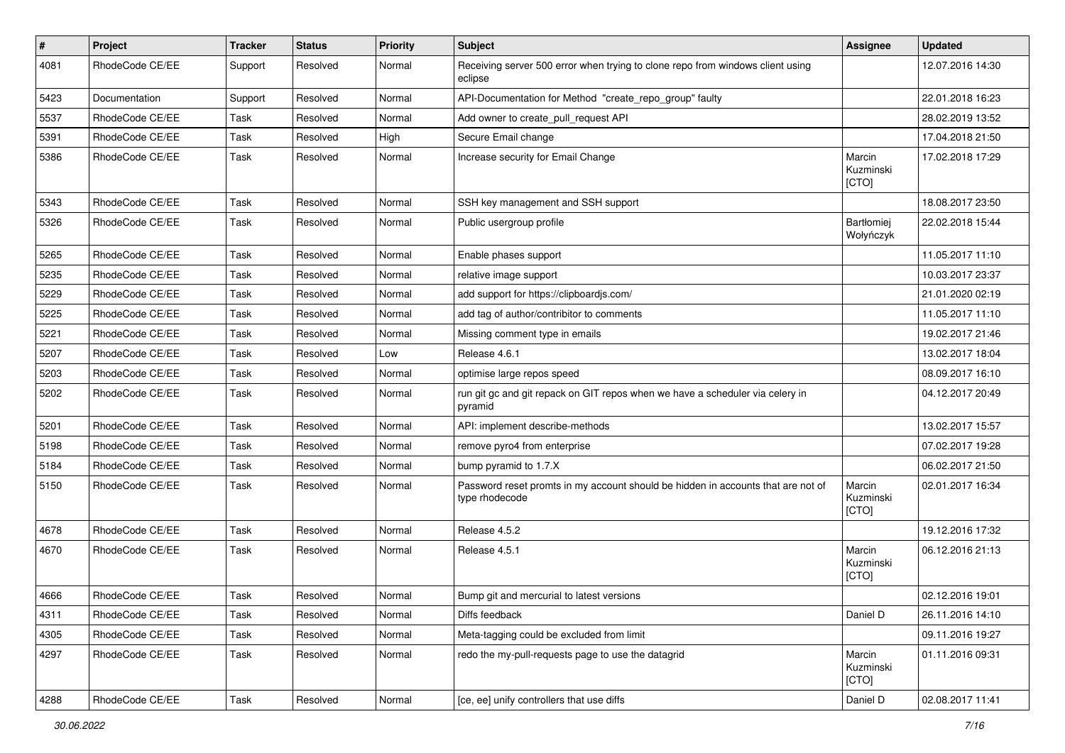| # | Project | Tracker | Status | Priority | Subject | Assignee | Updated |
|---|---|---|---|---|---|---|---|
| 4081 | RhodeCode CE/EE | Support | Resolved | Normal | Receiving server 500 error when trying to clone repo from windows client using eclipse | | 12.07.2016 14:30 |
| 5423 | Documentation | Support | Resolved | Normal | API-Documentation for Method "create_repo_group" faulty | | 22.01.2018 16:23 |
| 5537 | RhodeCode CE/EE | Task | Resolved | Normal | Add owner to create_pull_request API | | 28.02.2019 13:52 |
| 5391 | RhodeCode CE/EE | Task | Resolved | High | Secure Email change | | 17.04.2018 21:50 |
| 5386 | RhodeCode CE/EE | Task | Resolved | Normal | Increase security for Email Change | Marcin Kuzminski [CTO] | 17.02.2018 17:29 |
| 5343 | RhodeCode CE/EE | Task | Resolved | Normal | SSH key management and SSH support | | 18.08.2017 23:50 |
| 5326 | RhodeCode CE/EE | Task | Resolved | Normal | Public usergroup profile | Bartłomiej Wołyńczyk | 22.02.2018 15:44 |
| 5265 | RhodeCode CE/EE | Task | Resolved | Normal | Enable phases support | | 11.05.2017 11:10 |
| 5235 | RhodeCode CE/EE | Task | Resolved | Normal | relative image support | | 10.03.2017 23:37 |
| 5229 | RhodeCode CE/EE | Task | Resolved | Normal | add support for https://clipboardjs.com/ | | 21.01.2020 02:19 |
| 5225 | RhodeCode CE/EE | Task | Resolved | Normal | add tag of author/contribitor to comments | | 11.05.2017 11:10 |
| 5221 | RhodeCode CE/EE | Task | Resolved | Normal | Missing comment type in emails | | 19.02.2017 21:46 |
| 5207 | RhodeCode CE/EE | Task | Resolved | Low | Release 4.6.1 | | 13.02.2017 18:04 |
| 5203 | RhodeCode CE/EE | Task | Resolved | Normal | optimise large repos speed | | 08.09.2017 16:10 |
| 5202 | RhodeCode CE/EE | Task | Resolved | Normal | run git gc and git repack on GIT repos when we have a scheduler via celery in pyramid | | 04.12.2017 20:49 |
| 5201 | RhodeCode CE/EE | Task | Resolved | Normal | API: implement describe-methods | | 13.02.2017 15:57 |
| 5198 | RhodeCode CE/EE | Task | Resolved | Normal | remove pyro4 from enterprise | | 07.02.2017 19:28 |
| 5184 | RhodeCode CE/EE | Task | Resolved | Normal | bump pyramid to 1.7.X | | 06.02.2017 21:50 |
| 5150 | RhodeCode CE/EE | Task | Resolved | Normal | Password reset promts in my account should be hidden in accounts that are not of type rhodecode | Marcin Kuzminski [CTO] | 02.01.2017 16:34 |
| 4678 | RhodeCode CE/EE | Task | Resolved | Normal | Release 4.5.2 | | 19.12.2016 17:32 |
| 4670 | RhodeCode CE/EE | Task | Resolved | Normal | Release 4.5.1 | Marcin Kuzminski [CTO] | 06.12.2016 21:13 |
| 4666 | RhodeCode CE/EE | Task | Resolved | Normal | Bump git and mercurial to latest versions | | 02.12.2016 19:01 |
| 4311 | RhodeCode CE/EE | Task | Resolved | Normal | Diffs feedback | Daniel D | 26.11.2016 14:10 |
| 4305 | RhodeCode CE/EE | Task | Resolved | Normal | Meta-tagging could be excluded from limit | | 09.11.2016 19:27 |
| 4297 | RhodeCode CE/EE | Task | Resolved | Normal | redo the my-pull-requests page to use the datagrid | Marcin Kuzminski [CTO] | 01.11.2016 09:31 |
| 4288 | RhodeCode CE/EE | Task | Resolved | Normal | [ce, ee] unify controllers that use diffs | Daniel D | 02.08.2017 11:41 |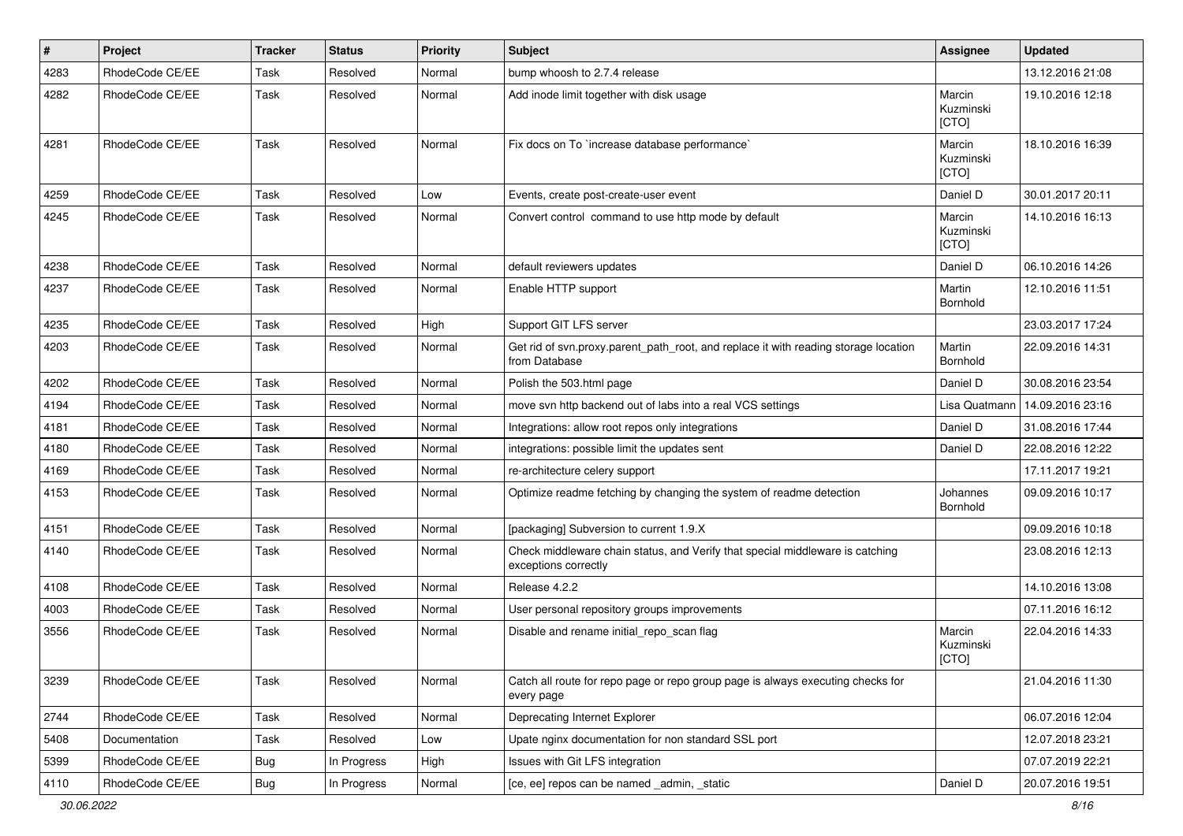| # | Project | Tracker | Status | Priority | Subject | Assignee | Updated |
|---|---|---|---|---|---|---|---|
| 4283 | RhodeCode CE/EE | Task | Resolved | Normal | bump whoosh to 2.7.4 release | | 13.12.2016 21:08 |
| 4282 | RhodeCode CE/EE | Task | Resolved | Normal | Add inode limit together with disk usage | Marcin Kuzminski [CTO] | 19.10.2016 12:18 |
| 4281 | RhodeCode CE/EE | Task | Resolved | Normal | Fix docs on To `increase database performance` | Marcin Kuzminski [CTO] | 18.10.2016 16:39 |
| 4259 | RhodeCode CE/EE | Task | Resolved | Low | Events, create post-create-user event | Daniel D | 30.01.2017 20:11 |
| 4245 | RhodeCode CE/EE | Task | Resolved | Normal | Convert control command to use http mode by default | Marcin Kuzminski [CTO] | 14.10.2016 16:13 |
| 4238 | RhodeCode CE/EE | Task | Resolved | Normal | default reviewers updates | Daniel D | 06.10.2016 14:26 |
| 4237 | RhodeCode CE/EE | Task | Resolved | Normal | Enable HTTP support | Martin Bornhold | 12.10.2016 11:51 |
| 4235 | RhodeCode CE/EE | Task | Resolved | High | Support GIT LFS server | | 23.03.2017 17:24 |
| 4203 | RhodeCode CE/EE | Task | Resolved | Normal | Get rid of svn.proxy.parent_path_root, and replace it with reading storage location from Database | Martin Bornhold | 22.09.2016 14:31 |
| 4202 | RhodeCode CE/EE | Task | Resolved | Normal | Polish the 503.html page | Daniel D | 30.08.2016 23:54 |
| 4194 | RhodeCode CE/EE | Task | Resolved | Normal | move svn http backend out of labs into a real VCS settings | Lisa Quatmann | 14.09.2016 23:16 |
| 4181 | RhodeCode CE/EE | Task | Resolved | Normal | Integrations: allow root repos only integrations | Daniel D | 31.08.2016 17:44 |
| 4180 | RhodeCode CE/EE | Task | Resolved | Normal | integrations: possible limit the updates sent | Daniel D | 22.08.2016 12:22 |
| 4169 | RhodeCode CE/EE | Task | Resolved | Normal | re-architecture celery support | | 17.11.2017 19:21 |
| 4153 | RhodeCode CE/EE | Task | Resolved | Normal | Optimize readme fetching by changing the system of readme detection | Johannes Bornhold | 09.09.2016 10:17 |
| 4151 | RhodeCode CE/EE | Task | Resolved | Normal | [packaging] Subversion to current 1.9.X | | 09.09.2016 10:18 |
| 4140 | RhodeCode CE/EE | Task | Resolved | Normal | Check middleware chain status, and Verify that special middleware is catching exceptions correctly | | 23.08.2016 12:13 |
| 4108 | RhodeCode CE/EE | Task | Resolved | Normal | Release 4.2.2 | | 14.10.2016 13:08 |
| 4003 | RhodeCode CE/EE | Task | Resolved | Normal | User personal repository groups improvements | | 07.11.2016 16:12 |
| 3556 | RhodeCode CE/EE | Task | Resolved | Normal | Disable and rename initial_repo_scan flag | Marcin Kuzminski [CTO] | 22.04.2016 14:33 |
| 3239 | RhodeCode CE/EE | Task | Resolved | Normal | Catch all route for repo page or repo group page is always executing checks for every page | | 21.04.2016 11:30 |
| 2744 | RhodeCode CE/EE | Task | Resolved | Normal | Deprecating Internet Explorer | | 06.07.2016 12:04 |
| 5408 | Documentation | Task | Resolved | Low | Upate nginx documentation for non standard SSL port | | 12.07.2018 23:21 |
| 5399 | RhodeCode CE/EE | Bug | In Progress | High | Issues with Git LFS integration | | 07.07.2019 22:21 |
| 4110 | RhodeCode CE/EE | Bug | In Progress | Normal | [ce, ee] repos can be named _admin, _static | Daniel D | 20.07.2016 19:51 |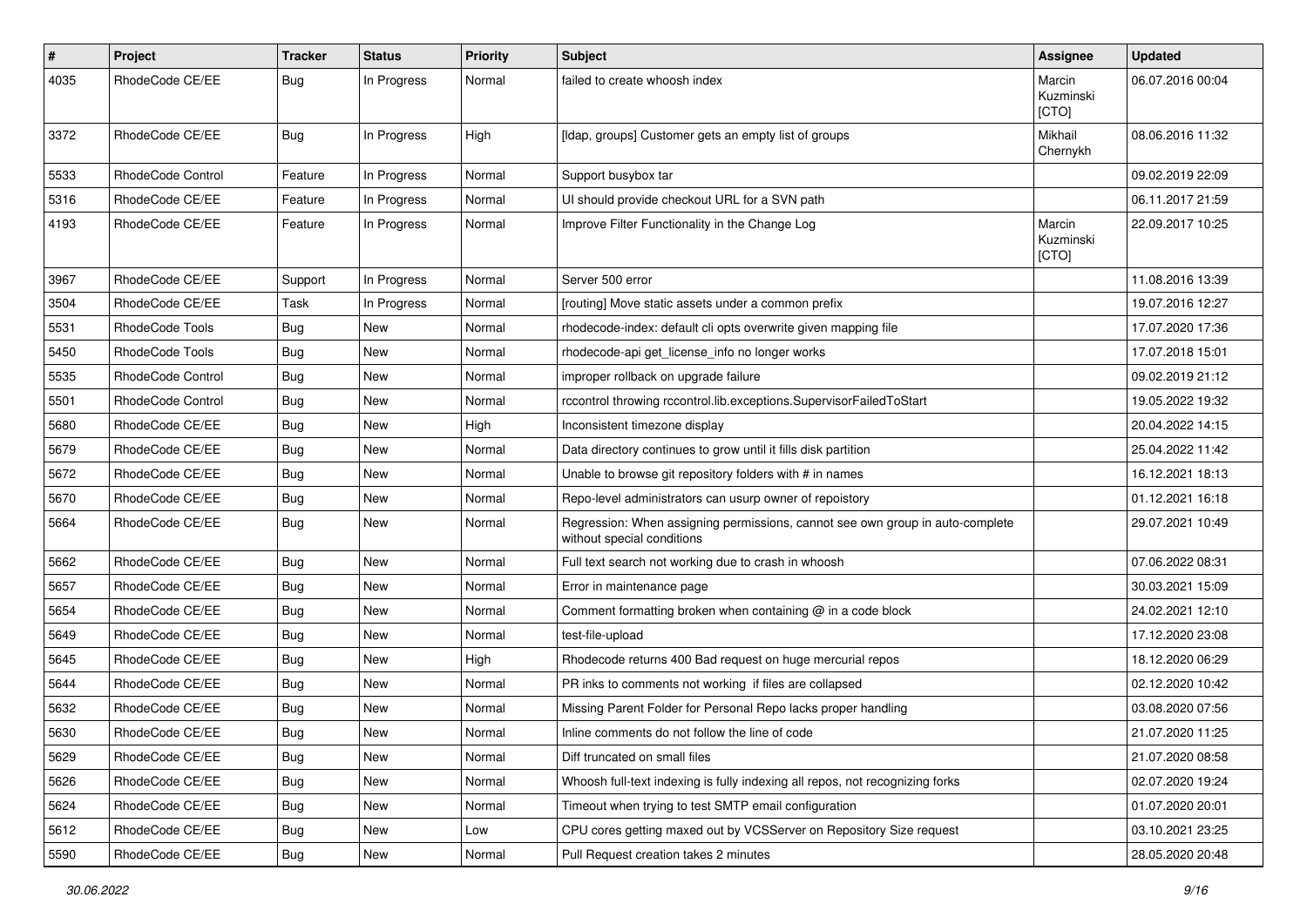| # | Project | Tracker | Status | Priority | Subject | Assignee | Updated |
|---|---|---|---|---|---|---|---|
| 4035 | RhodeCode CE/EE | Bug | In Progress | Normal | failed to create whoosh index | Marcin Kuzminski [CTO] | 06.07.2016 00:04 |
| 3372 | RhodeCode CE/EE | Bug | In Progress | High | [ldap, groups] Customer gets an empty list of groups | Mikhail Chernykh | 08.06.2016 11:32 |
| 5533 | RhodeCode Control | Feature | In Progress | Normal | Support busybox tar | | 09.02.2019 22:09 |
| 5316 | RhodeCode CE/EE | Feature | In Progress | Normal | UI should provide checkout URL for a SVN path | | 06.11.2017 21:59 |
| 4193 | RhodeCode CE/EE | Feature | In Progress | Normal | Improve Filter Functionality in the Change Log | Marcin Kuzminski [CTO] | 22.09.2017 10:25 |
| 3967 | RhodeCode CE/EE | Support | In Progress | Normal | Server 500 error | | 11.08.2016 13:39 |
| 3504 | RhodeCode CE/EE | Task | In Progress | Normal | [routing] Move static assets under a common prefix | | 19.07.2016 12:27 |
| 5531 | RhodeCode Tools | Bug | New | Normal | rhodecode-index: default cli opts overwrite given mapping file | | 17.07.2020 17:36 |
| 5450 | RhodeCode Tools | Bug | New | Normal | rhodecode-api get_license_info no longer works | | 17.07.2018 15:01 |
| 5535 | RhodeCode Control | Bug | New | Normal | improper rollback on upgrade failure | | 09.02.2019 21:12 |
| 5501 | RhodeCode Control | Bug | New | Normal | rccontrol throwing rccontrol.lib.exceptions.SupervisorFailedToStart | | 19.05.2022 19:32 |
| 5680 | RhodeCode CE/EE | Bug | New | High | Inconsistent timezone display | | 20.04.2022 14:15 |
| 5679 | RhodeCode CE/EE | Bug | New | Normal | Data directory continues to grow until it fills disk partition | | 25.04.2022 11:42 |
| 5672 | RhodeCode CE/EE | Bug | New | Normal | Unable to browse git repository folders with # in names | | 16.12.2021 18:13 |
| 5670 | RhodeCode CE/EE | Bug | New | Normal | Repo-level administrators can usurp owner of repoistory | | 01.12.2021 16:18 |
| 5664 | RhodeCode CE/EE | Bug | New | Normal | Regression: When assigning permissions, cannot see own group in auto-complete without special conditions | | 29.07.2021 10:49 |
| 5662 | RhodeCode CE/EE | Bug | New | Normal | Full text search not working due to crash in whoosh | | 07.06.2022 08:31 |
| 5657 | RhodeCode CE/EE | Bug | New | Normal | Error in maintenance page | | 30.03.2021 15:09 |
| 5654 | RhodeCode CE/EE | Bug | New | Normal | Comment formatting broken when containing @ in a code block | | 24.02.2021 12:10 |
| 5649 | RhodeCode CE/EE | Bug | New | Normal | test-file-upload | | 17.12.2020 23:08 |
| 5645 | RhodeCode CE/EE | Bug | New | High | Rhodecode returns 400 Bad request on huge mercurial repos | | 18.12.2020 06:29 |
| 5644 | RhodeCode CE/EE | Bug | New | Normal | PR inks to comments not working if files are collapsed | | 02.12.2020 10:42 |
| 5632 | RhodeCode CE/EE | Bug | New | Normal | Missing Parent Folder for Personal Repo lacks proper handling | | 03.08.2020 07:56 |
| 5630 | RhodeCode CE/EE | Bug | New | Normal | Inline comments do not follow the line of code | | 21.07.2020 11:25 |
| 5629 | RhodeCode CE/EE | Bug | New | Normal | Diff truncated on small files | | 21.07.2020 08:58 |
| 5626 | RhodeCode CE/EE | Bug | New | Normal | Whoosh full-text indexing is fully indexing all repos, not recognizing forks | | 02.07.2020 19:24 |
| 5624 | RhodeCode CE/EE | Bug | New | Normal | Timeout when trying to test SMTP email configuration | | 01.07.2020 20:01 |
| 5612 | RhodeCode CE/EE | Bug | New | Low | CPU cores getting maxed out by VCSServer on Repository Size request | | 03.10.2021 23:25 |
| 5590 | RhodeCode CE/EE | Bug | New | Normal | Pull Request creation takes 2 minutes | | 28.05.2020 20:48 |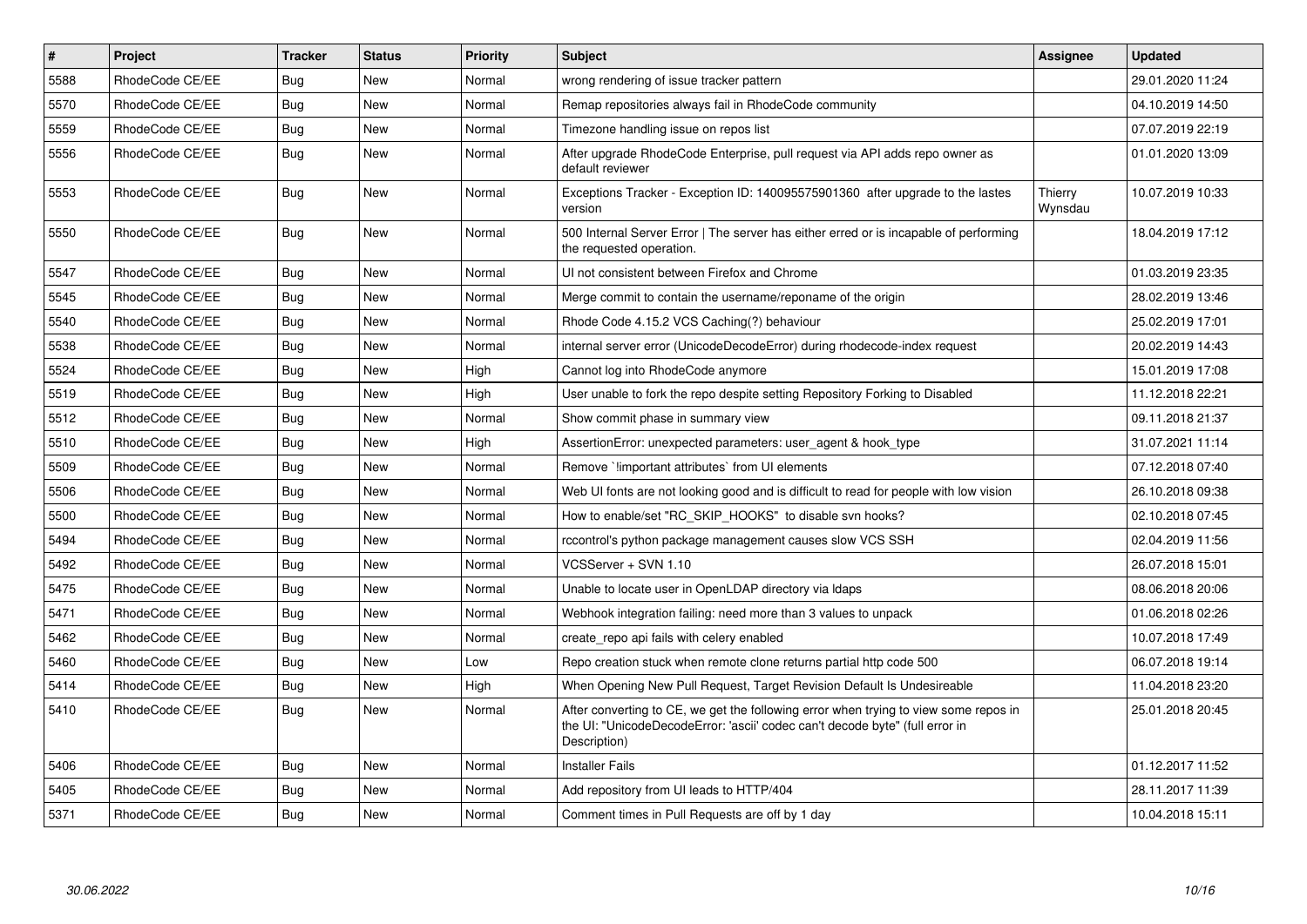| # | Project | Tracker | Status | Priority | Subject | Assignee | Updated |
|---|---|---|---|---|---|---|---|
| 5588 | RhodeCode CE/EE | Bug | New | Normal | wrong rendering of issue tracker pattern | | 29.01.2020 11:24 |
| 5570 | RhodeCode CE/EE | Bug | New | Normal | Remap repositories always fail in RhodeCode community | | 04.10.2019 14:50 |
| 5559 | RhodeCode CE/EE | Bug | New | Normal | Timezone handling issue on repos list | | 07.07.2019 22:19 |
| 5556 | RhodeCode CE/EE | Bug | New | Normal | After upgrade RhodeCode Enterprise, pull request via API adds repo owner as default reviewer | | 01.01.2020 13:09 |
| 5553 | RhodeCode CE/EE | Bug | New | Normal | Exceptions Tracker - Exception ID: 140095575901360 after upgrade to the lastes version | Thierry Wynsdau | 10.07.2019 10:33 |
| 5550 | RhodeCode CE/EE | Bug | New | Normal | 500 Internal Server Error \| The server has either erred or is incapable of performing the requested operation. | | 18.04.2019 17:12 |
| 5547 | RhodeCode CE/EE | Bug | New | Normal | UI not consistent between Firefox and Chrome | | 01.03.2019 23:35 |
| 5545 | RhodeCode CE/EE | Bug | New | Normal | Merge commit to contain the username/reponame of the origin | | 28.02.2019 13:46 |
| 5540 | RhodeCode CE/EE | Bug | New | Normal | Rhode Code 4.15.2 VCS Caching(?) behaviour | | 25.02.2019 17:01 |
| 5538 | RhodeCode CE/EE | Bug | New | Normal | internal server error (UnicodeDecodeError) during rhodecode-index request | | 20.02.2019 14:43 |
| 5524 | RhodeCode CE/EE | Bug | New | High | Cannot log into RhodeCode anymore | | 15.01.2019 17:08 |
| 5519 | RhodeCode CE/EE | Bug | New | High | User unable to fork the repo despite setting Repository Forking to Disabled | | 11.12.2018 22:21 |
| 5512 | RhodeCode CE/EE | Bug | New | Normal | Show commit phase in summary view | | 09.11.2018 21:37 |
| 5510 | RhodeCode CE/EE | Bug | New | High | AssertionError: unexpected parameters: user_agent & hook_type | | 31.07.2021 11:14 |
| 5509 | RhodeCode CE/EE | Bug | New | Normal | Remove `!important attributes` from UI elements | | 07.12.2018 07:40 |
| 5506 | RhodeCode CE/EE | Bug | New | Normal | Web UI fonts are not looking good and is difficult to read for people with low vision | | 26.10.2018 09:38 |
| 5500 | RhodeCode CE/EE | Bug | New | Normal | How to enable/set "RC_SKIP_HOOKS" to disable svn hooks? | | 02.10.2018 07:45 |
| 5494 | RhodeCode CE/EE | Bug | New | Normal | rccontrol's python package management causes slow VCS SSH | | 02.04.2019 11:56 |
| 5492 | RhodeCode CE/EE | Bug | New | Normal | VCSServer + SVN 1.10 | | 26.07.2018 15:01 |
| 5475 | RhodeCode CE/EE | Bug | New | Normal | Unable to locate user in OpenLDAP directory via ldaps | | 08.06.2018 20:06 |
| 5471 | RhodeCode CE/EE | Bug | New | Normal | Webhook integration failing: need more than 3 values to unpack | | 01.06.2018 02:26 |
| 5462 | RhodeCode CE/EE | Bug | New | Normal | create_repo api fails with celery enabled | | 10.07.2018 17:49 |
| 5460 | RhodeCode CE/EE | Bug | New | Low | Repo creation stuck when remote clone returns partial http code 500 | | 06.07.2018 19:14 |
| 5414 | RhodeCode CE/EE | Bug | New | High | When Opening New Pull Request, Target Revision Default Is Undesireable | | 11.04.2018 23:20 |
| 5410 | RhodeCode CE/EE | Bug | New | Normal | After converting to CE, we get the following error when trying to view some repos in the UI: "UnicodeDecodeError: 'ascii' codec can't decode byte" (full error in Description) | | 25.01.2018 20:45 |
| 5406 | RhodeCode CE/EE | Bug | New | Normal | Installer Fails | | 01.12.2017 11:52 |
| 5405 | RhodeCode CE/EE | Bug | New | Normal | Add repository from UI leads to HTTP/404 | | 28.11.2017 11:39 |
| 5371 | RhodeCode CE/EE | Bug | New | Normal | Comment times in Pull Requests are off by 1 day | | 10.04.2018 15:11 |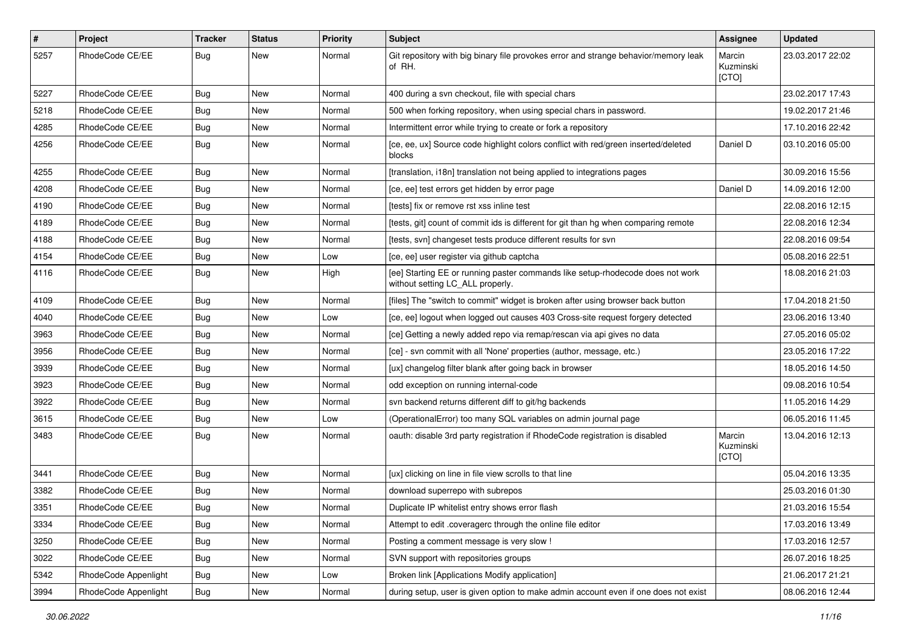| # | Project | Tracker | Status | Priority | Subject | Assignee | Updated |
|---|---|---|---|---|---|---|---|
| 5257 | RhodeCode CE/EE | Bug | New | Normal | Git repository with big binary file provokes error and strange behavior/memory leak of RH. | Marcin Kuzminski [CTO] | 23.03.2017 22:02 |
| 5227 | RhodeCode CE/EE | Bug | New | Normal | 400 during a svn checkout, file with special chars | | 23.02.2017 17:43 |
| 5218 | RhodeCode CE/EE | Bug | New | Normal | 500 when forking repository, when using special chars in password. | | 19.02.2017 21:46 |
| 4285 | RhodeCode CE/EE | Bug | New | Normal | Intermittent error while trying to create or fork a repository | | 17.10.2016 22:42 |
| 4256 | RhodeCode CE/EE | Bug | New | Normal | [ce, ee, ux] Source code highlight colors conflict with red/green inserted/deleted blocks | Daniel D | 03.10.2016 05:00 |
| 4255 | RhodeCode CE/EE | Bug | New | Normal | [translation, i18n] translation not being applied to integrations pages | | 30.09.2016 15:56 |
| 4208 | RhodeCode CE/EE | Bug | New | Normal | [ce, ee] test errors get hidden by error page | Daniel D | 14.09.2016 12:00 |
| 4190 | RhodeCode CE/EE | Bug | New | Normal | [tests] fix or remove rst xss inline test | | 22.08.2016 12:15 |
| 4189 | RhodeCode CE/EE | Bug | New | Normal | [tests, git] count of commit ids is different for git than hg when comparing remote | | 22.08.2016 12:34 |
| 4188 | RhodeCode CE/EE | Bug | New | Normal | [tests, svn] changeset tests produce different results for svn | | 22.08.2016 09:54 |
| 4154 | RhodeCode CE/EE | Bug | New | Low | [ce, ee] user register via github captcha | | 05.08.2016 22:51 |
| 4116 | RhodeCode CE/EE | Bug | New | High | [ee] Starting EE or running paster commands like setup-rhodecode does not work without setting LC_ALL properly. | | 18.08.2016 21:03 |
| 4109 | RhodeCode CE/EE | Bug | New | Normal | [files] The "switch to commit" widget is broken after using browser back button | | 17.04.2018 21:50 |
| 4040 | RhodeCode CE/EE | Bug | New | Low | [ce, ee] logout when logged out causes 403 Cross-site request forgery detected | | 23.06.2016 13:40 |
| 3963 | RhodeCode CE/EE | Bug | New | Normal | [ce] Getting a newly added repo via remap/rescan via api gives no data | | 27.05.2016 05:02 |
| 3956 | RhodeCode CE/EE | Bug | New | Normal | [ce] - svn commit with all 'None' properties (author, message, etc.) | | 23.05.2016 17:22 |
| 3939 | RhodeCode CE/EE | Bug | New | Normal | [ux] changelog filter blank after going back in browser | | 18.05.2016 14:50 |
| 3923 | RhodeCode CE/EE | Bug | New | Normal | odd exception on running internal-code | | 09.08.2016 10:54 |
| 3922 | RhodeCode CE/EE | Bug | New | Normal | svn backend returns different diff to git/hg backends | | 11.05.2016 14:29 |
| 3615 | RhodeCode CE/EE | Bug | New | Low | (OperationalError) too many SQL variables on admin journal page | | 06.05.2016 11:45 |
| 3483 | RhodeCode CE/EE | Bug | New | Normal | oauth: disable 3rd party registration if RhodeCode registration is disabled | Marcin Kuzminski [CTO] | 13.04.2016 12:13 |
| 3441 | RhodeCode CE/EE | Bug | New | Normal | [ux] clicking on line in file view scrolls to that line | | 05.04.2016 13:35 |
| 3382 | RhodeCode CE/EE | Bug | New | Normal | download superrepo with subrepos | | 25.03.2016 01:30 |
| 3351 | RhodeCode CE/EE | Bug | New | Normal | Duplicate IP whitelist entry shows error flash | | 21.03.2016 15:54 |
| 3334 | RhodeCode CE/EE | Bug | New | Normal | Attempt to edit .coveragerc through the online file editor | | 17.03.2016 13:49 |
| 3250 | RhodeCode CE/EE | Bug | New | Normal | Posting a comment message is very slow ! | | 17.03.2016 12:57 |
| 3022 | RhodeCode CE/EE | Bug | New | Normal | SVN support with repositories groups | | 26.07.2016 18:25 |
| 5342 | RhodeCode Appenlight | Bug | New | Low | Broken link [Applications Modify application] | | 21.06.2017 21:21 |
| 3994 | RhodeCode Appenlight | Bug | New | Normal | during setup, user is given option to make admin account even if one does not exist | | 08.06.2016 12:44 |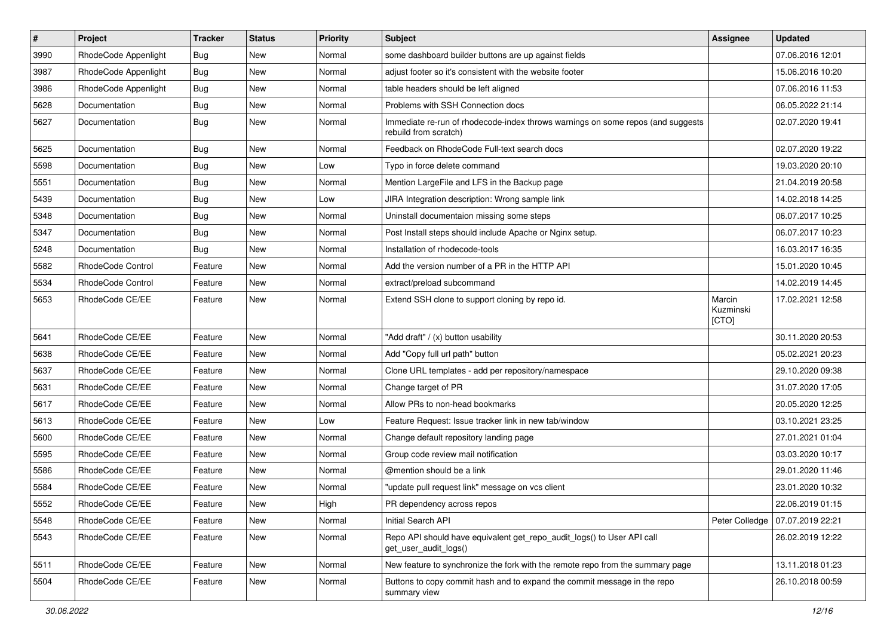| # | Project | Tracker | Status | Priority | Subject | Assignee | Updated |
|---|---|---|---|---|---|---|---|
| 3990 | RhodeCode Appenlight | Bug | New | Normal | some dashboard builder buttons are up against fields | | 07.06.2016 12:01 |
| 3987 | RhodeCode Appenlight | Bug | New | Normal | adjust footer so it's consistent with the website footer | | 15.06.2016 10:20 |
| 3986 | RhodeCode Appenlight | Bug | New | Normal | table headers should be left aligned | | 07.06.2016 11:53 |
| 5628 | Documentation | Bug | New | Normal | Problems with SSH Connection docs | | 06.05.2022 21:14 |
| 5627 | Documentation | Bug | New | Normal | Immediate re-run of rhodecode-index throws warnings on some repos (and suggests rebuild from scratch) | | 02.07.2020 19:41 |
| 5625 | Documentation | Bug | New | Normal | Feedback on RhodeCode Full-text search docs | | 02.07.2020 19:22 |
| 5598 | Documentation | Bug | New | Low | Typo in force delete command | | 19.03.2020 20:10 |
| 5551 | Documentation | Bug | New | Normal | Mention LargeFile and LFS in the Backup page | | 21.04.2019 20:58 |
| 5439 | Documentation | Bug | New | Low | JIRA Integration description: Wrong sample link | | 14.02.2018 14:25 |
| 5348 | Documentation | Bug | New | Normal | Uninstall documentaion missing some steps | | 06.07.2017 10:25 |
| 5347 | Documentation | Bug | New | Normal | Post Install steps should include Apache or Nginx setup. | | 06.07.2017 10:23 |
| 5248 | Documentation | Bug | New | Normal | Installation of rhodecode-tools | | 16.03.2017 16:35 |
| 5582 | RhodeCode Control | Feature | New | Normal | Add the version number of a PR in the HTTP API | | 15.01.2020 10:45 |
| 5534 | RhodeCode Control | Feature | New | Normal | extract/preload subcommand | | 14.02.2019 14:45 |
| 5653 | RhodeCode CE/EE | Feature | New | Normal | Extend SSH clone to support cloning by repo id. | Marcin Kuzminski [CTO] | 17.02.2021 12:58 |
| 5641 | RhodeCode CE/EE | Feature | New | Normal | "Add draft" / (x) button usability | | 30.11.2020 20:53 |
| 5638 | RhodeCode CE/EE | Feature | New | Normal | Add "Copy full url path" button | | 05.02.2021 20:23 |
| 5637 | RhodeCode CE/EE | Feature | New | Normal | Clone URL templates - add per repository/namespace | | 29.10.2020 09:38 |
| 5631 | RhodeCode CE/EE | Feature | New | Normal | Change target of PR | | 31.07.2020 17:05 |
| 5617 | RhodeCode CE/EE | Feature | New | Normal | Allow PRs to non-head bookmarks | | 20.05.2020 12:25 |
| 5613 | RhodeCode CE/EE | Feature | New | Low | Feature Request: Issue tracker link in new tab/window | | 03.10.2021 23:25 |
| 5600 | RhodeCode CE/EE | Feature | New | Normal | Change default repository landing page | | 27.01.2021 01:04 |
| 5595 | RhodeCode CE/EE | Feature | New | Normal | Group code review mail notification | | 03.03.2020 10:17 |
| 5586 | RhodeCode CE/EE | Feature | New | Normal | @mention should be a link | | 29.01.2020 11:46 |
| 5584 | RhodeCode CE/EE | Feature | New | Normal | "update pull request link" message on vcs client | | 23.01.2020 10:32 |
| 5552 | RhodeCode CE/EE | Feature | New | High | PR dependency across repos | | 22.06.2019 01:15 |
| 5548 | RhodeCode CE/EE | Feature | New | Normal | Initial Search API | Peter Colledge | 07.07.2019 22:21 |
| 5543 | RhodeCode CE/EE | Feature | New | Normal | Repo API should have equivalent get_repo_audit_logs() to User API call get_user_audit_logs() | | 26.02.2019 12:22 |
| 5511 | RhodeCode CE/EE | Feature | New | Normal | New feature to synchronize the fork with the remote repo from the summary page | | 13.11.2018 01:23 |
| 5504 | RhodeCode CE/EE | Feature | New | Normal | Buttons to copy commit hash and to expand the commit message in the repo summary view | | 26.10.2018 00:59 |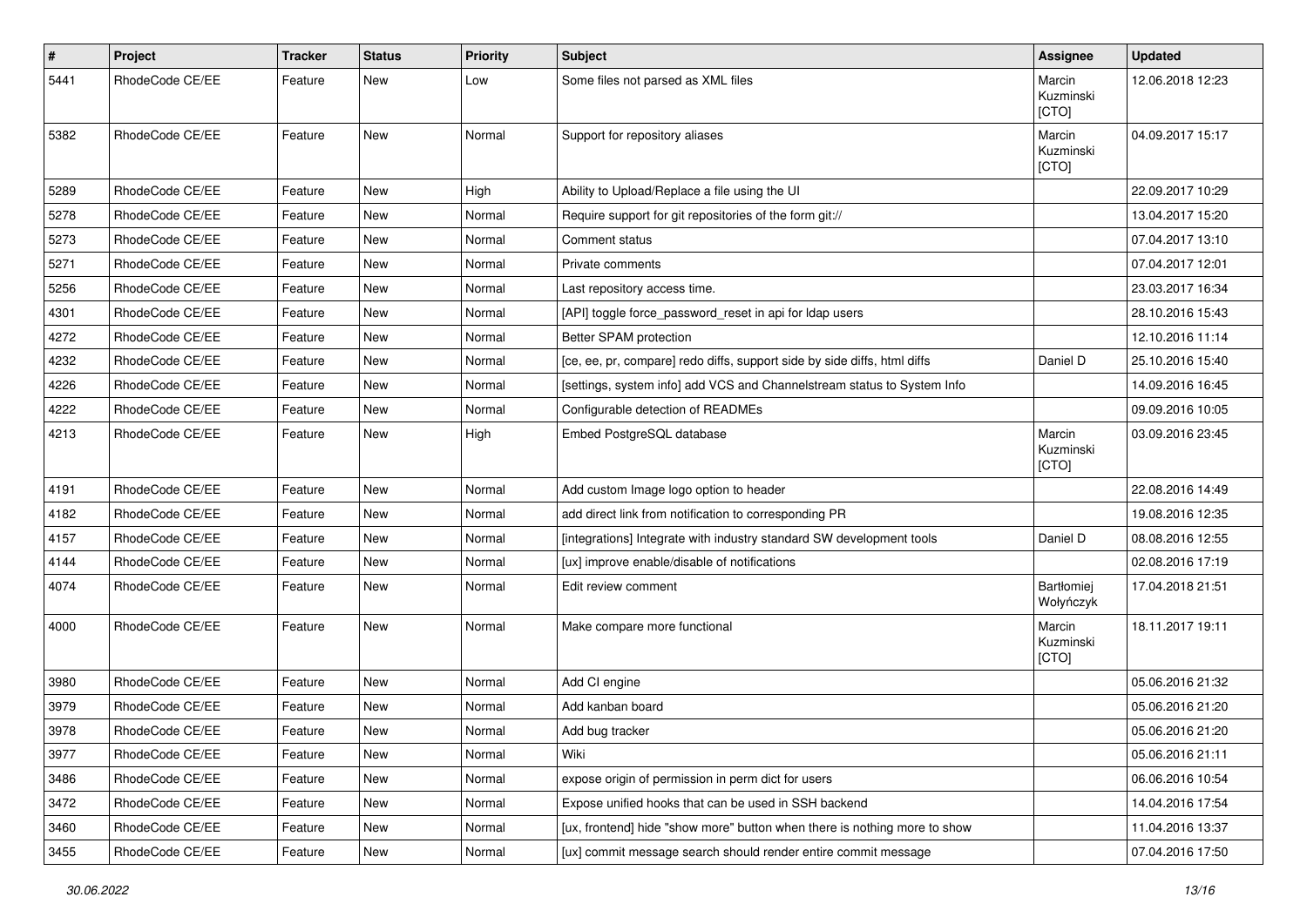| # | Project | Tracker | Status | Priority | Subject | Assignee | Updated |
|---|---|---|---|---|---|---|---|
| 5441 | RhodeCode CE/EE | Feature | New | Low | Some files not parsed as XML files | Marcin Kuzminski [CTO] | 12.06.2018 12:23 |
| 5382 | RhodeCode CE/EE | Feature | New | Normal | Support for repository aliases | Marcin Kuzminski [CTO] | 04.09.2017 15:17 |
| 5289 | RhodeCode CE/EE | Feature | New | High | Ability to Upload/Replace a file using the UI | | 22.09.2017 10:29 |
| 5278 | RhodeCode CE/EE | Feature | New | Normal | Require support for git repositories of the form git:// | | 13.04.2017 15:20 |
| 5273 | RhodeCode CE/EE | Feature | New | Normal | Comment status | | 07.04.2017 13:10 |
| 5271 | RhodeCode CE/EE | Feature | New | Normal | Private comments | | 07.04.2017 12:01 |
| 5256 | RhodeCode CE/EE | Feature | New | Normal | Last repository access time. | | 23.03.2017 16:34 |
| 4301 | RhodeCode CE/EE | Feature | New | Normal | [API] toggle force_password_reset in api for ldap users | | 28.10.2016 15:43 |
| 4272 | RhodeCode CE/EE | Feature | New | Normal | Better SPAM protection | | 12.10.2016 11:14 |
| 4232 | RhodeCode CE/EE | Feature | New | Normal | [ce, ee, pr, compare] redo diffs, support side by side diffs, html diffs | Daniel D | 25.10.2016 15:40 |
| 4226 | RhodeCode CE/EE | Feature | New | Normal | [settings, system info] add VCS and Channelstream status to System Info | | 14.09.2016 16:45 |
| 4222 | RhodeCode CE/EE | Feature | New | Normal | Configurable detection of READMEs | | 09.09.2016 10:05 |
| 4213 | RhodeCode CE/EE | Feature | New | High | Embed PostgreSQL database | Marcin Kuzminski [CTO] | 03.09.2016 23:45 |
| 4191 | RhodeCode CE/EE | Feature | New | Normal | Add custom Image logo option to header | | 22.08.2016 14:49 |
| 4182 | RhodeCode CE/EE | Feature | New | Normal | add direct link from notification to corresponding PR | | 19.08.2016 12:35 |
| 4157 | RhodeCode CE/EE | Feature | New | Normal | [integrations] Integrate with industry standard SW development tools | Daniel D | 08.08.2016 12:55 |
| 4144 | RhodeCode CE/EE | Feature | New | Normal | [ux] improve enable/disable of notifications | | 02.08.2016 17:19 |
| 4074 | RhodeCode CE/EE | Feature | New | Normal | Edit review comment | Bartłomiej Wołyńczyk | 17.04.2018 21:51 |
| 4000 | RhodeCode CE/EE | Feature | New | Normal | Make compare more functional | Marcin Kuzminski [CTO] | 18.11.2017 19:11 |
| 3980 | RhodeCode CE/EE | Feature | New | Normal | Add CI engine | | 05.06.2016 21:32 |
| 3979 | RhodeCode CE/EE | Feature | New | Normal | Add kanban board | | 05.06.2016 21:20 |
| 3978 | RhodeCode CE/EE | Feature | New | Normal | Add bug tracker | | 05.06.2016 21:20 |
| 3977 | RhodeCode CE/EE | Feature | New | Normal | Wiki | | 05.06.2016 21:11 |
| 3486 | RhodeCode CE/EE | Feature | New | Normal | expose origin of permission in perm dict for users | | 06.06.2016 10:54 |
| 3472 | RhodeCode CE/EE | Feature | New | Normal | Expose unified hooks that can be used in SSH backend | | 14.04.2016 17:54 |
| 3460 | RhodeCode CE/EE | Feature | New | Normal | [ux, frontend] hide "show more" button when there is nothing more to show | | 11.04.2016 13:37 |
| 3455 | RhodeCode CE/EE | Feature | New | Normal | [ux] commit message search should render entire commit message | | 07.04.2016 17:50 |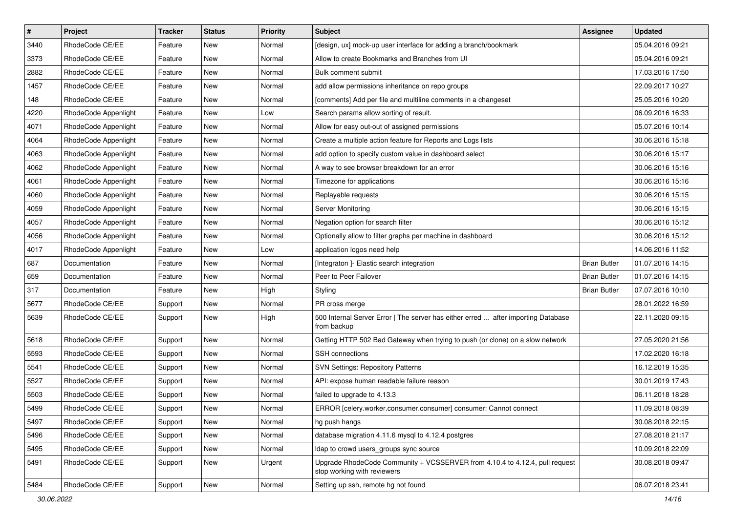| # | Project | Tracker | Status | Priority | Subject | Assignee | Updated |
|---|---|---|---|---|---|---|---|
| 3440 | RhodeCode CE/EE | Feature | New | Normal | [design, ux] mock-up user interface for adding a branch/bookmark | | 05.04.2016 09:21 |
| 3373 | RhodeCode CE/EE | Feature | New | Normal | Allow to create Bookmarks and Branches from UI | | 05.04.2016 09:21 |
| 2882 | RhodeCode CE/EE | Feature | New | Normal | Bulk comment submit | | 17.03.2016 17:50 |
| 1457 | RhodeCode CE/EE | Feature | New | Normal | add allow permissions inheritance on repo groups | | 22.09.2017 10:27 |
| 148 | RhodeCode CE/EE | Feature | New | Normal | [comments] Add per file and multiline comments in a changeset | | 25.05.2016 10:20 |
| 4220 | RhodeCode Appenlight | Feature | New | Low | Search params allow sorting of result. | | 06.09.2016 16:33 |
| 4071 | RhodeCode Appenlight | Feature | New | Normal | Allow for easy out-out of assigned permissions | | 05.07.2016 10:14 |
| 4064 | RhodeCode Appenlight | Feature | New | Normal | Create a multiple action feature for Reports and Logs lists | | 30.06.2016 15:18 |
| 4063 | RhodeCode Appenlight | Feature | New | Normal | add option to specify custom value in dashboard select | | 30.06.2016 15:17 |
| 4062 | RhodeCode Appenlight | Feature | New | Normal | A way to see browser breakdown for an error | | 30.06.2016 15:16 |
| 4061 | RhodeCode Appenlight | Feature | New | Normal | Timezone for applications | | 30.06.2016 15:16 |
| 4060 | RhodeCode Appenlight | Feature | New | Normal | Replayable requests | | 30.06.2016 15:15 |
| 4059 | RhodeCode Appenlight | Feature | New | Normal | Server Monitoring | | 30.06.2016 15:15 |
| 4057 | RhodeCode Appenlight | Feature | New | Normal | Negation option for search filter | | 30.06.2016 15:12 |
| 4056 | RhodeCode Appenlight | Feature | New | Normal | Optionally allow to filter graphs per machine in dashboard | | 30.06.2016 15:12 |
| 4017 | RhodeCode Appenlight | Feature | New | Low | application logos need help | | 14.06.2016 11:52 |
| 687 | Documentation | Feature | New | Normal | [Integraton ]- Elastic search integration | Brian Butler | 01.07.2016 14:15 |
| 659 | Documentation | Feature | New | Normal | Peer to Peer Failover | Brian Butler | 01.07.2016 14:15 |
| 317 | Documentation | Feature | New | High | Styling | Brian Butler | 07.07.2016 10:10 |
| 5677 | RhodeCode CE/EE | Support | New | Normal | PR cross merge | | 28.01.2022 16:59 |
| 5639 | RhodeCode CE/EE | Support | New | High | 500 Internal Server Error \| The server has either erred ... after importing Database from backup | | 22.11.2020 09:15 |
| 5618 | RhodeCode CE/EE | Support | New | Normal | Getting HTTP 502 Bad Gateway when trying to push (or clone) on a slow network | | 27.05.2020 21:56 |
| 5593 | RhodeCode CE/EE | Support | New | Normal | SSH connections | | 17.02.2020 16:18 |
| 5541 | RhodeCode CE/EE | Support | New | Normal | SVN Settings: Repository Patterns | | 16.12.2019 15:35 |
| 5527 | RhodeCode CE/EE | Support | New | Normal | API: expose human readable failure reason | | 30.01.2019 17:43 |
| 5503 | RhodeCode CE/EE | Support | New | Normal | failed to upgrade to 4.13.3 | | 06.11.2018 18:28 |
| 5499 | RhodeCode CE/EE | Support | New | Normal | ERROR [celery.worker.consumer.consumer] consumer: Cannot connect | | 11.09.2018 08:39 |
| 5497 | RhodeCode CE/EE | Support | New | Normal | hg push hangs | | 30.08.2018 22:15 |
| 5496 | RhodeCode CE/EE | Support | New | Normal | database migration 4.11.6 mysql to 4.12.4 postgres | | 27.08.2018 21:17 |
| 5495 | RhodeCode CE/EE | Support | New | Normal | ldap to crowd users_groups sync source | | 10.09.2018 22:09 |
| 5491 | RhodeCode CE/EE | Support | New | Urgent | Upgrade RhodeCode Community + VCSSERVER from 4.10.4 to 4.12.4, pull request stop working with reviewers | | 30.08.2018 09:47 |
| 5484 | RhodeCode CE/EE | Support | New | Normal | Setting up ssh, remote hg not found | | 06.07.2018 23:41 |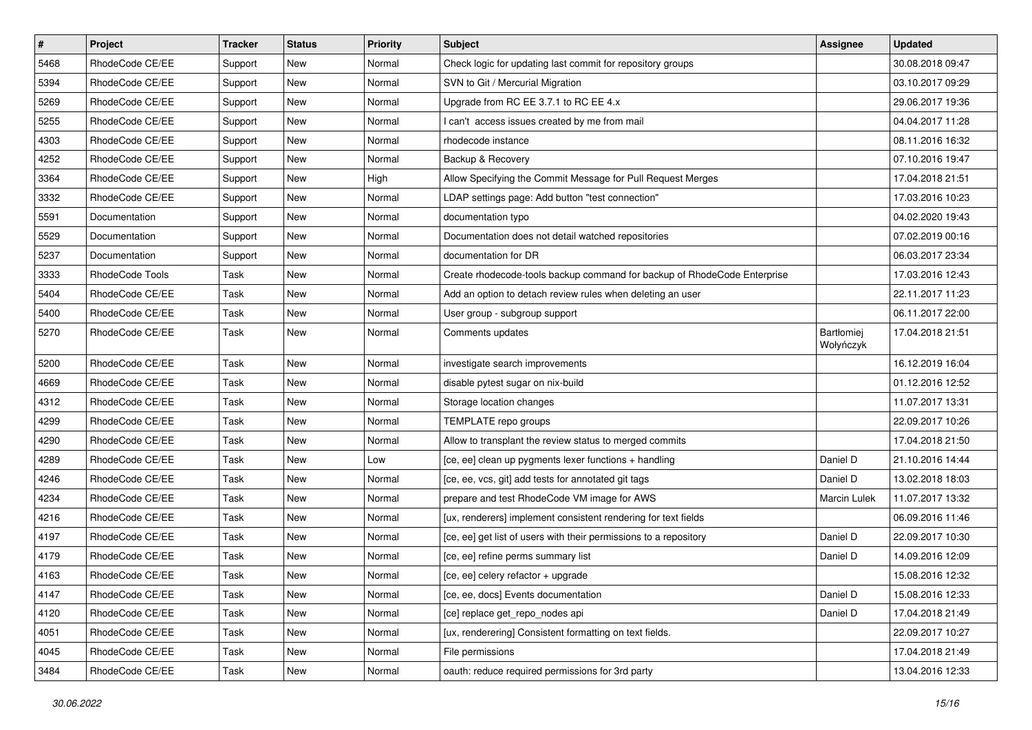| # | Project | Tracker | Status | Priority | Subject | Assignee | Updated |
|---|---|---|---|---|---|---|---|
| 5468 | RhodeCode CE/EE | Support | New | Normal | Check logic for updating last commit for repository groups | | 30.08.2018 09:47 |
| 5394 | RhodeCode CE/EE | Support | New | Normal | SVN to Git / Mercurial Migration | | 03.10.2017 09:29 |
| 5269 | RhodeCode CE/EE | Support | New | Normal | Upgrade from RC EE 3.7.1 to RC EE 4.x | | 29.06.2017 19:36 |
| 5255 | RhodeCode CE/EE | Support | New | Normal | I can't access issues created by me from mail | | 04.04.2017 11:28 |
| 4303 | RhodeCode CE/EE | Support | New | Normal | rhodecode instance | | 08.11.2016 16:32 |
| 4252 | RhodeCode CE/EE | Support | New | Normal | Backup & Recovery | | 07.10.2016 19:47 |
| 3364 | RhodeCode CE/EE | Support | New | High | Allow Specifying the Commit Message for Pull Request Merges | | 17.04.2018 21:51 |
| 3332 | RhodeCode CE/EE | Support | New | Normal | LDAP settings page: Add button "test connection" | | 17.03.2016 10:23 |
| 5591 | Documentation | Support | New | Normal | documentation typo | | 04.02.2020 19:43 |
| 5529 | Documentation | Support | New | Normal | Documentation does not detail watched repositories | | 07.02.2019 00:16 |
| 5237 | Documentation | Support | New | Normal | documentation for DR | | 06.03.2017 23:34 |
| 3333 | RhodeCode Tools | Task | New | Normal | Create rhodecode-tools backup command for backup of RhodeCode Enterprise | | 17.03.2016 12:43 |
| 5404 | RhodeCode CE/EE | Task | New | Normal | Add an option to detach review rules when deleting an user | | 22.11.2017 11:23 |
| 5400 | RhodeCode CE/EE | Task | New | Normal | User group - subgroup support | | 06.11.2017 22:00 |
| 5270 | RhodeCode CE/EE | Task | New | Normal | Comments updates | Bartłomiej Wołyńczyk | 17.04.2018 21:51 |
| 5200 | RhodeCode CE/EE | Task | New | Normal | investigate search improvements | | 16.12.2019 16:04 |
| 4669 | RhodeCode CE/EE | Task | New | Normal | disable pytest sugar on nix-build | | 01.12.2016 12:52 |
| 4312 | RhodeCode CE/EE | Task | New | Normal | Storage location changes | | 11.07.2017 13:31 |
| 4299 | RhodeCode CE/EE | Task | New | Normal | TEMPLATE repo groups | | 22.09.2017 10:26 |
| 4290 | RhodeCode CE/EE | Task | New | Normal | Allow to transplant the review status to merged commits | | 17.04.2018 21:50 |
| 4289 | RhodeCode CE/EE | Task | New | Low | [ce, ee] clean up pygments lexer functions + handling | Daniel D | 21.10.2016 14:44 |
| 4246 | RhodeCode CE/EE | Task | New | Normal | [ce, ee, vcs, git] add tests for annotated git tags | Daniel D | 13.02.2018 18:03 |
| 4234 | RhodeCode CE/EE | Task | New | Normal | prepare and test RhodeCode VM image for AWS | Marcin Lulek | 11.07.2017 13:32 |
| 4216 | RhodeCode CE/EE | Task | New | Normal | [ux, renderers] implement consistent rendering for text fields | | 06.09.2016 11:46 |
| 4197 | RhodeCode CE/EE | Task | New | Normal | [ce, ee] get list of users with their permissions to a repository | Daniel D | 22.09.2017 10:30 |
| 4179 | RhodeCode CE/EE | Task | New | Normal | [ce, ee] refine perms summary list | Daniel D | 14.09.2016 12:09 |
| 4163 | RhodeCode CE/EE | Task | New | Normal | [ce, ee] celery refactor + upgrade | | 15.08.2016 12:32 |
| 4147 | RhodeCode CE/EE | Task | New | Normal | [ce, ee, docs] Events documentation | Daniel D | 15.08.2016 12:33 |
| 4120 | RhodeCode CE/EE | Task | New | Normal | [ce] replace get_repo_nodes api | Daniel D | 17.04.2018 21:49 |
| 4051 | RhodeCode CE/EE | Task | New | Normal | [ux, renderering] Consistent formatting on text fields. | | 22.09.2017 10:27 |
| 4045 | RhodeCode CE/EE | Task | New | Normal | File permissions | | 17.04.2018 21:49 |
| 3484 | RhodeCode CE/EE | Task | New | Normal | oauth: reduce required permissions for 3rd party | | 13.04.2016 12:33 |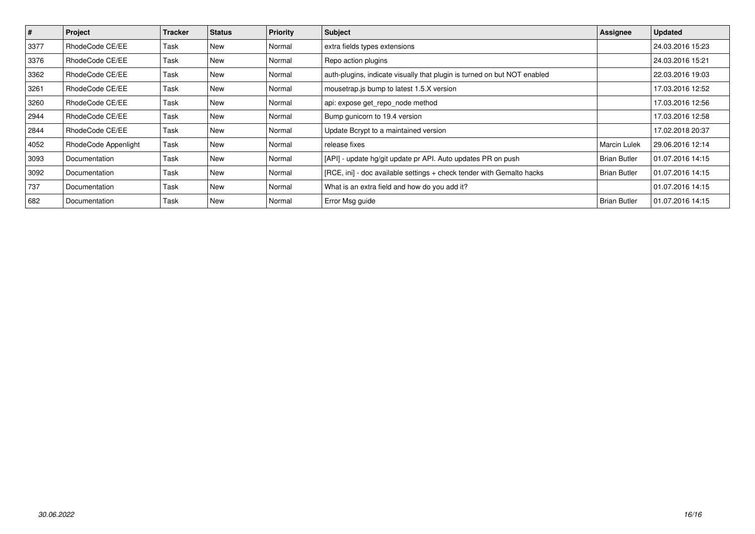| # | Project | Tracker | Status | Priority | Subject | Assignee | Updated |
|---|---|---|---|---|---|---|---|
| 3377 | RhodeCode CE/EE | Task | New | Normal | extra fields types extensions | | 24.03.2016 15:23 |
| 3376 | RhodeCode CE/EE | Task | New | Normal | Repo action plugins | | 24.03.2016 15:21 |
| 3362 | RhodeCode CE/EE | Task | New | Normal | auth-plugins, indicate visually that plugin is turned on but NOT enabled | | 22.03.2016 19:03 |
| 3261 | RhodeCode CE/EE | Task | New | Normal | mousetrap.js bump to latest 1.5.X version | | 17.03.2016 12:52 |
| 3260 | RhodeCode CE/EE | Task | New | Normal | api: expose get_repo_node method | | 17.03.2016 12:56 |
| 2944 | RhodeCode CE/EE | Task | New | Normal | Bump gunicorn to 19.4 version | | 17.03.2016 12:58 |
| 2844 | RhodeCode CE/EE | Task | New | Normal | Update Bcrypt to a maintained version | | 17.02.2018 20:37 |
| 4052 | RhodeCode Appenlight | Task | New | Normal | release fixes | Marcin Lulek | 29.06.2016 12:14 |
| 3093 | Documentation | Task | New | Normal | [API] - update hg/git update pr API. Auto updates PR on push | Brian Butler | 01.07.2016 14:15 |
| 3092 | Documentation | Task | New | Normal | [RCE, ini] - doc available settings + check tender with Gemalto hacks | Brian Butler | 01.07.2016 14:15 |
| 737 | Documentation | Task | New | Normal | What is an extra field and how do you add it? | | 01.07.2016 14:15 |
| 682 | Documentation | Task | New | Normal | Error Msg guide | Brian Butler | 01.07.2016 14:15 |